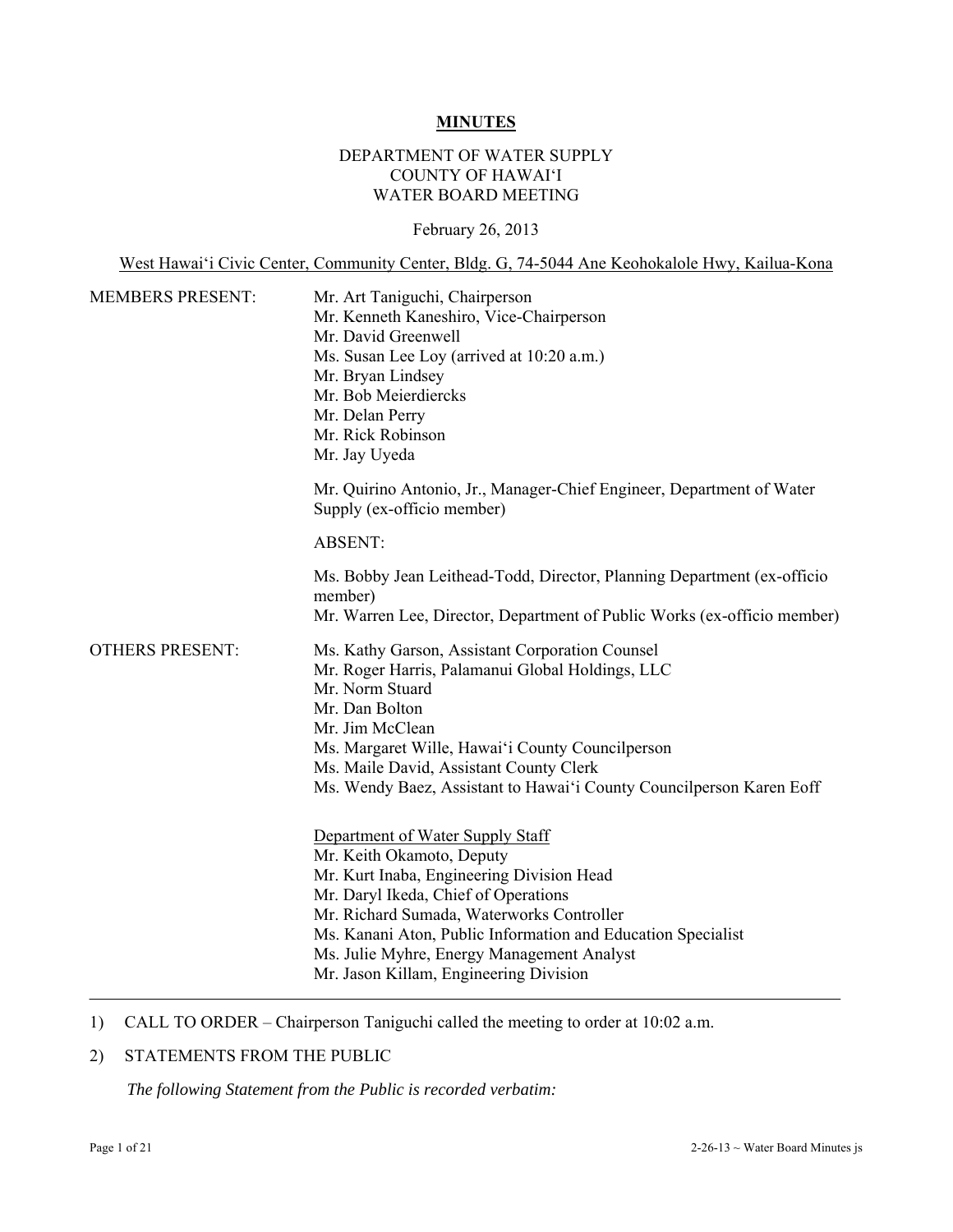# MINUTES

DEPARTMENT OF WATER SUPPLY
COUNTY OF HAWAI'I
WATER BOARD MEETING

February 26, 2013

West Hawai'i Civic Center, Community Center, Bldg. G, 74-5044 Ane Keohokalole Hwy, Kailua-Kona

MEMBERS PRESENT:

Mr. Art Taniguchi, Chairperson
Mr. Kenneth Kaneshiro, Vice-Chairperson
Mr. David Greenwell
Ms. Susan Lee Loy (arrived at 10:20 a.m.)
Mr. Bryan Lindsey
Mr. Bob Meierdiercks
Mr. Delan Perry
Mr. Rick Robinson
Mr. Jay Uyeda

Mr. Quirino Antonio, Jr., Manager-Chief Engineer, Department of Water Supply (ex-officio member)

ABSENT:

Ms. Bobby Jean Leithead-Todd, Director, Planning Department (ex-officio member)
Mr. Warren Lee, Director, Department of Public Works (ex-officio member)

OTHERS PRESENT:

Ms. Kathy Garson, Assistant Corporation Counsel
Mr. Roger Harris, Palamanui Global Holdings, LLC
Mr. Norm Stuard
Mr. Dan Bolton
Mr. Jim McClean
Ms. Margaret Wille, Hawai'i County Councilperson
Ms. Maile David, Assistant County Clerk
Ms. Wendy Baez, Assistant to Hawai'i County Councilperson Karen Eoff

Department of Water Supply Staff
Mr. Keith Okamoto, Deputy
Mr. Kurt Inaba, Engineering Division Head
Mr. Daryl Ikeda, Chief of Operations
Mr. Richard Sumada, Waterworks Controller
Ms. Kanani Aton, Public Information and Education Specialist
Ms. Julie Myhre, Energy Management Analyst
Mr. Jason Killam, Engineering Division

---

1) CALL TO ORDER – Chairperson Taniguchi called the meeting to order at 10:02 a.m.

2) STATEMENTS FROM THE PUBLIC

*The following Statement from the Public is recorded verbatim:*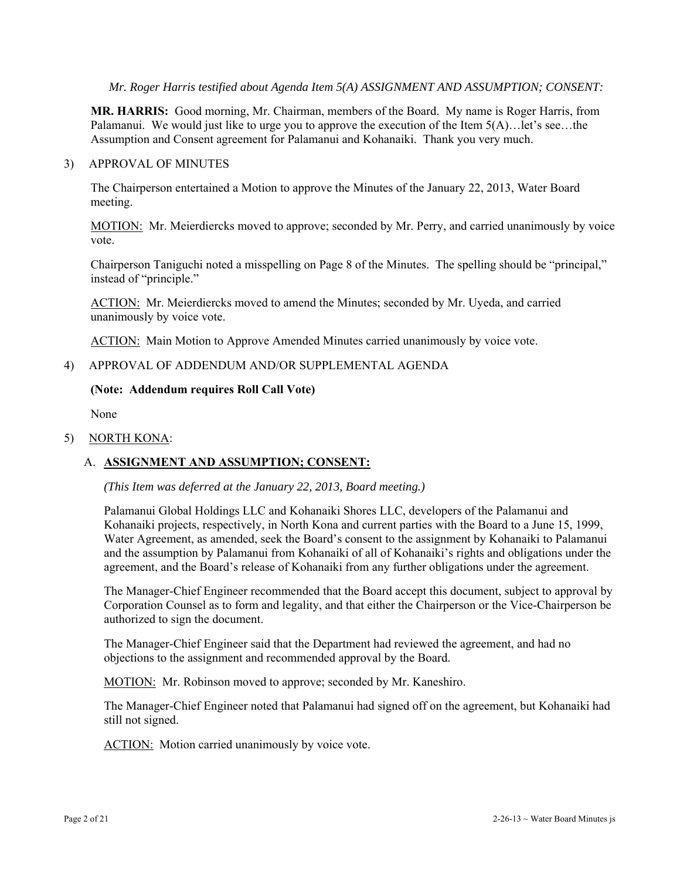*Mr. Roger Harris testified about Agenda Item 5(A) ASSIGNMENT AND ASSUMPTION; CONSENT:*

**MR. HARRIS:** Good morning, Mr. Chairman, members of the Board. My name is Roger Harris, from Palamanui. We would just like to urge you to approve the execution of the Item 5(A)…let's see…the Assumption and Consent agreement for Palamanui and Kohanaiki. Thank you very much.

3) APPROVAL OF MINUTES

The Chairperson entertained a Motion to approve the Minutes of the January 22, 2013, Water Board meeting.

MOTION: Mr. Meierdiercks moved to approve; seconded by Mr. Perry, and carried unanimously by voice vote.

Chairperson Taniguchi noted a misspelling on Page 8 of the Minutes. The spelling should be "principal," instead of "principle."

ACTION: Mr. Meierdiercks moved to amend the Minutes; seconded by Mr. Uyeda, and carried unanimously by voice vote.

ACTION: Main Motion to Approve Amended Minutes carried unanimously by voice vote.

4) APPROVAL OF ADDENDUM AND/OR SUPPLEMENTAL AGENDA

**(Note: Addendum requires Roll Call Vote)**

None

5) NORTH KONA:

A. **ASSIGNMENT AND ASSUMPTION; CONSENT:**

*(This Item was deferred at the January 22, 2013, Board meeting.)*

Palamanui Global Holdings LLC and Kohanaiki Shores LLC, developers of the Palamanui and Kohanaiki projects, respectively, in North Kona and current parties with the Board to a June 15, 1999, Water Agreement, as amended, seek the Board's consent to the assignment by Kohanaiki to Palamanui and the assumption by Palamanui from Kohanaiki of all of Kohanaiki's rights and obligations under the agreement, and the Board's release of Kohanaiki from any further obligations under the agreement.

The Manager-Chief Engineer recommended that the Board accept this document, subject to approval by Corporation Counsel as to form and legality, and that either the Chairperson or the Vice-Chairperson be authorized to sign the document.

The Manager-Chief Engineer said that the Department had reviewed the agreement, and had no objections to the assignment and recommended approval by the Board.

MOTION: Mr. Robinson moved to approve; seconded by Mr. Kaneshiro.

The Manager-Chief Engineer noted that Palamanui had signed off on the agreement, but Kohanaiki had still not signed.

ACTION: Motion carried unanimously by voice vote.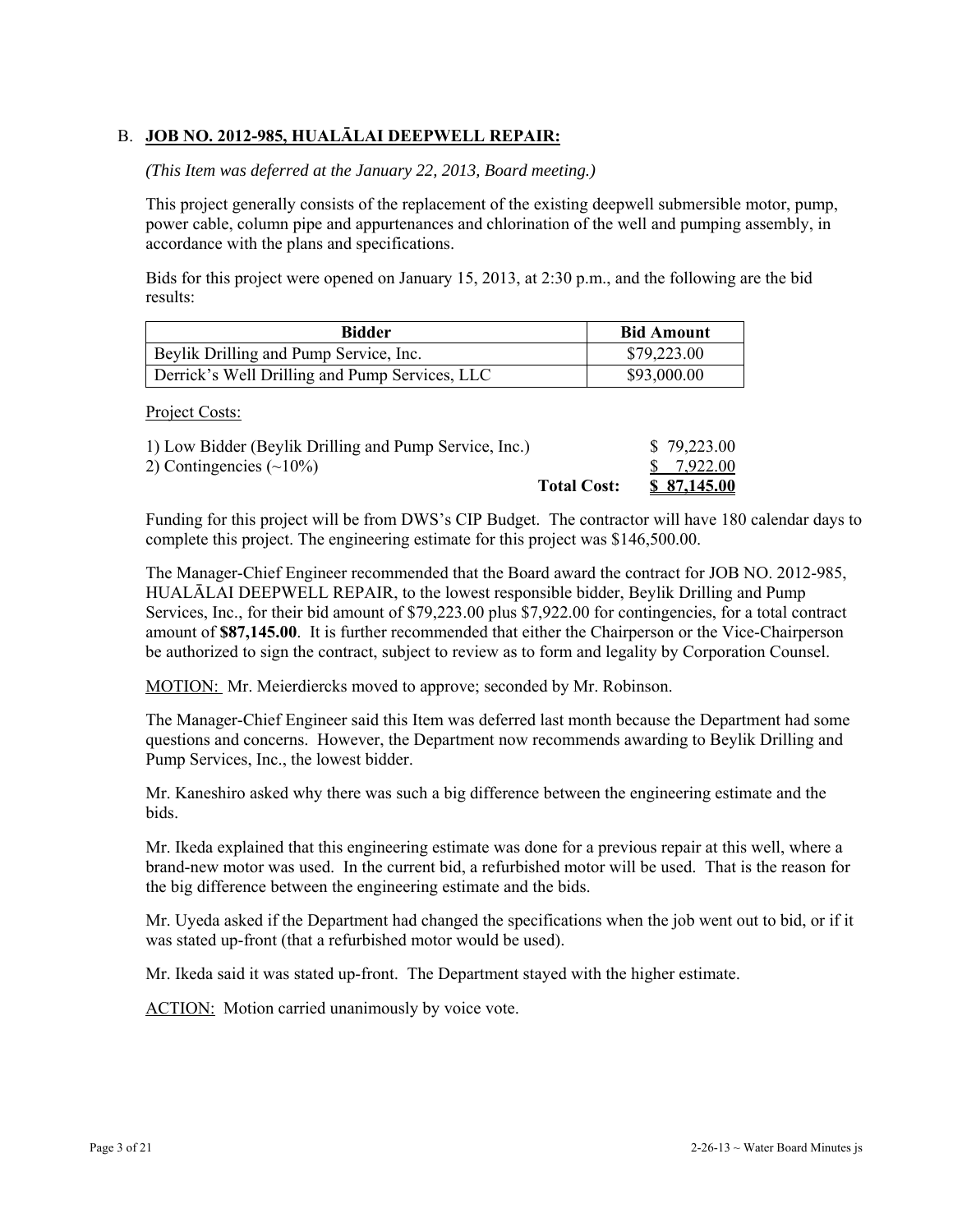B. **JOB NO. 2012-985, HUALĀLAI DEEPWELL REPAIR:**

*(This Item was deferred at the January 22, 2013, Board meeting.)*

This project generally consists of the replacement of the existing deepwell submersible motor, pump, power cable, column pipe and appurtenances and chlorination of the well and pumping assembly, in accordance with the plans and specifications.

Bids for this project were opened on January 15, 2013, at 2:30 p.m., and the following are the bid results:

| Bidder | Bid Amount |
|---|---|
| Beylik Drilling and Pump Service, Inc. | $79,223.00 |
| Derrick's Well Drilling and Pump Services, LLC | $93,000.00 |

Project Costs:

| | | |
|---|---|---|
| 1) Low Bidder (Beylik Drilling and Pump Service, Inc.) | | $ 79,223.00 |
| 2) Contingencies (~10%) | | $ 7,922.00 |
| | **Total Cost:** | **$ 87,145.00** |

Funding for this project will be from DWS's CIP Budget. The contractor will have 180 calendar days to complete this project. The engineering estimate for this project was $146,500.00.

The Manager-Chief Engineer recommended that the Board award the contract for JOB NO. 2012-985, HUALĀLAI DEEPWELL REPAIR, to the lowest responsible bidder, Beylik Drilling and Pump Services, Inc., for their bid amount of $79,223.00 plus $7,922.00 for contingencies, for a total contract amount of **$87,145.00**. It is further recommended that either the Chairperson or the Vice-Chairperson be authorized to sign the contract, subject to review as to form and legality by Corporation Counsel.

MOTION: Mr. Meierdiercks moved to approve; seconded by Mr. Robinson.

The Manager-Chief Engineer said this Item was deferred last month because the Department had some questions and concerns. However, the Department now recommends awarding to Beylik Drilling and Pump Services, Inc., the lowest bidder.

Mr. Kaneshiro asked why there was such a big difference between the engineering estimate and the bids.

Mr. Ikeda explained that this engineering estimate was done for a previous repair at this well, where a brand-new motor was used. In the current bid, a refurbished motor will be used. That is the reason for the big difference between the engineering estimate and the bids.

Mr. Uyeda asked if the Department had changed the specifications when the job went out to bid, or if it was stated up-front (that a refurbished motor would be used).

Mr. Ikeda said it was stated up-front. The Department stayed with the higher estimate.

ACTION: Motion carried unanimously by voice vote.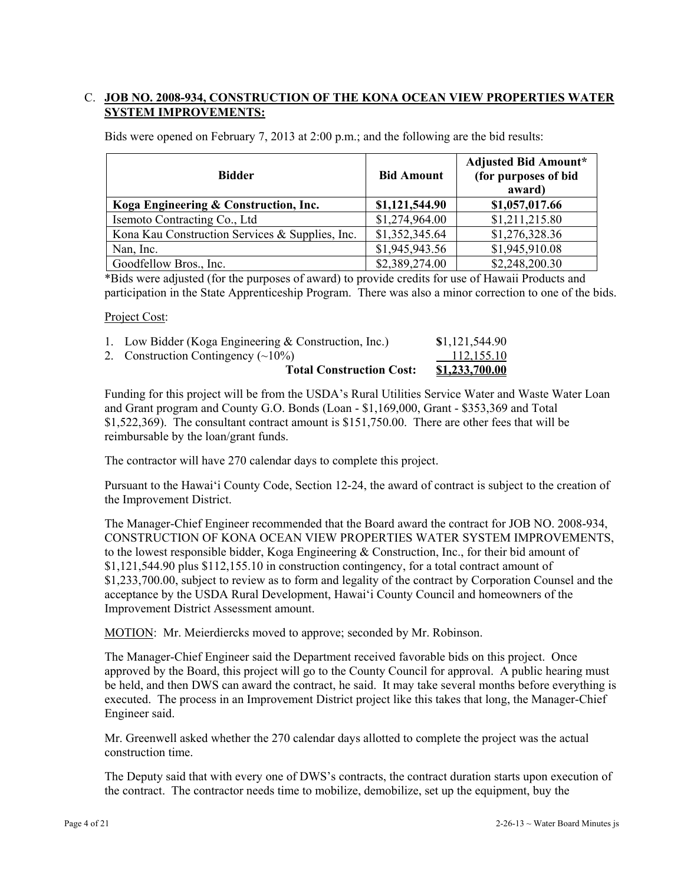C. **JOB NO. 2008-934, CONSTRUCTION OF THE KONA OCEAN VIEW PROPERTIES WATER SYSTEM IMPROVEMENTS:**

Bids were opened on February 7, 2013 at 2:00 p.m.; and the following are the bid results:

| Bidder | Bid Amount | Adjusted Bid Amount* (for purposes of bid award) |
|---|---|---|
| **Koga Engineering & Construction, Inc.** | **$1,121,544.90** | **$1,057,017.66** |
| Isemoto Contracting Co., Ltd | $1,274,964.00 | $1,211,215.80 |
| Kona Kau Construction Services & Supplies, Inc. | $1,352,345.64 | $1,276,328.36 |
| Nan, Inc. | $1,945,943.56 | $1,945,910.08 |
| Goodfellow Bros., Inc. | $2,389,274.00 | $2,248,200.30 |

*Bids were adjusted (for the purposes of award) to provide credits for use of Hawaii Products and participation in the State Apprenticeship Program. There was also a minor correction to one of the bids.

Project Cost:

| | |
|---|---|
| 1. Low Bidder (Koga Engineering & Construction, Inc.) | $1,121,544.90 |
| 2. Construction Contingency (~10%) | 112,155.10 |
| **Total Construction Cost:** | **$1,233,700.00** |

Funding for this project will be from the USDA's Rural Utilities Service Water and Waste Water Loan and Grant program and County G.O. Bonds (Loan - $1,169,000, Grant - $353,369 and Total $1,522,369). The consultant contract amount is $151,750.00. There are other fees that will be reimbursable by the loan/grant funds.

The contractor will have 270 calendar days to complete this project.

Pursuant to the Hawaiʻi County Code, Section 12-24, the award of contract is subject to the creation of the Improvement District.

The Manager-Chief Engineer recommended that the Board award the contract for JOB NO. 2008-934, CONSTRUCTION OF KONA OCEAN VIEW PROPERTIES WATER SYSTEM IMPROVEMENTS, to the lowest responsible bidder, Koga Engineering & Construction, Inc., for their bid amount of $1,121,544.90 plus $112,155.10 in construction contingency, for a total contract amount of $1,233,700.00, subject to review as to form and legality of the contract by Corporation Counsel and the acceptance by the USDA Rural Development, Hawaiʻi County Council and homeowners of the Improvement District Assessment amount.

MOTION: Mr. Meierdiercks moved to approve; seconded by Mr. Robinson.

The Manager-Chief Engineer said the Department received favorable bids on this project. Once approved by the Board, this project will go to the County Council for approval. A public hearing must be held, and then DWS can award the contract, he said. It may take several months before everything is executed. The process in an Improvement District project like this takes that long, the Manager-Chief Engineer said.

Mr. Greenwell asked whether the 270 calendar days allotted to complete the project was the actual construction time.

The Deputy said that with every one of DWS's contracts, the contract duration starts upon execution of the contract. The contractor needs time to mobilize, demobilize, set up the equipment, buy the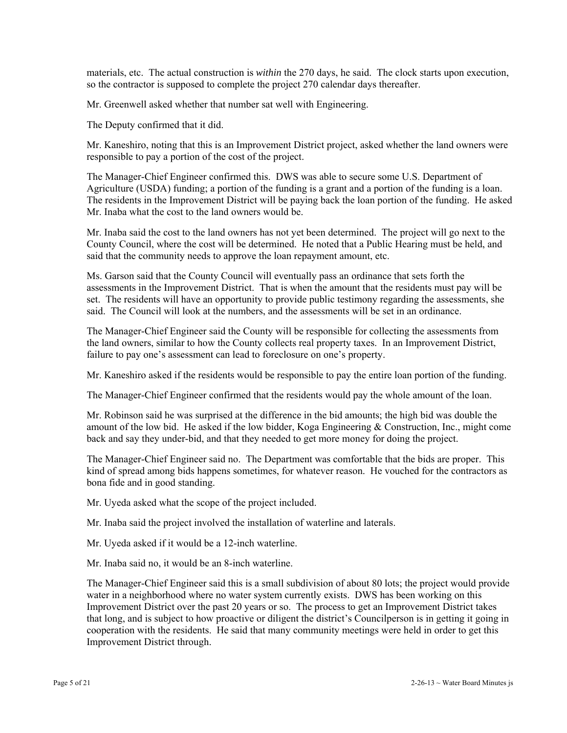materials, etc. The actual construction is *within* the 270 days, he said. The clock starts upon execution, so the contractor is supposed to complete the project 270 calendar days thereafter.

Mr. Greenwell asked whether that number sat well with Engineering.

The Deputy confirmed that it did.

Mr. Kaneshiro, noting that this is an Improvement District project, asked whether the land owners were responsible to pay a portion of the cost of the project.

The Manager-Chief Engineer confirmed this. DWS was able to secure some U.S. Department of Agriculture (USDA) funding; a portion of the funding is a grant and a portion of the funding is a loan. The residents in the Improvement District will be paying back the loan portion of the funding. He asked Mr. Inaba what the cost to the land owners would be.

Mr. Inaba said the cost to the land owners has not yet been determined. The project will go next to the County Council, where the cost will be determined. He noted that a Public Hearing must be held, and said that the community needs to approve the loan repayment amount, etc.

Ms. Garson said that the County Council will eventually pass an ordinance that sets forth the assessments in the Improvement District. That is when the amount that the residents must pay will be set. The residents will have an opportunity to provide public testimony regarding the assessments, she said. The Council will look at the numbers, and the assessments will be set in an ordinance.

The Manager-Chief Engineer said the County will be responsible for collecting the assessments from the land owners, similar to how the County collects real property taxes. In an Improvement District, failure to pay one's assessment can lead to foreclosure on one's property.

Mr. Kaneshiro asked if the residents would be responsible to pay the entire loan portion of the funding.

The Manager-Chief Engineer confirmed that the residents would pay the whole amount of the loan.

Mr. Robinson said he was surprised at the difference in the bid amounts; the high bid was double the amount of the low bid. He asked if the low bidder, Koga Engineering & Construction, Inc., might come back and say they under-bid, and that they needed to get more money for doing the project.

The Manager-Chief Engineer said no. The Department was comfortable that the bids are proper. This kind of spread among bids happens sometimes, for whatever reason. He vouched for the contractors as bona fide and in good standing.

Mr. Uyeda asked what the scope of the project included.

Mr. Inaba said the project involved the installation of waterline and laterals.

Mr. Uyeda asked if it would be a 12-inch waterline.

Mr. Inaba said no, it would be an 8-inch waterline.

The Manager-Chief Engineer said this is a small subdivision of about 80 lots; the project would provide water in a neighborhood where no water system currently exists. DWS has been working on this Improvement District over the past 20 years or so. The process to get an Improvement District takes that long, and is subject to how proactive or diligent the district's Councilperson is in getting it going in cooperation with the residents. He said that many community meetings were held in order to get this Improvement District through.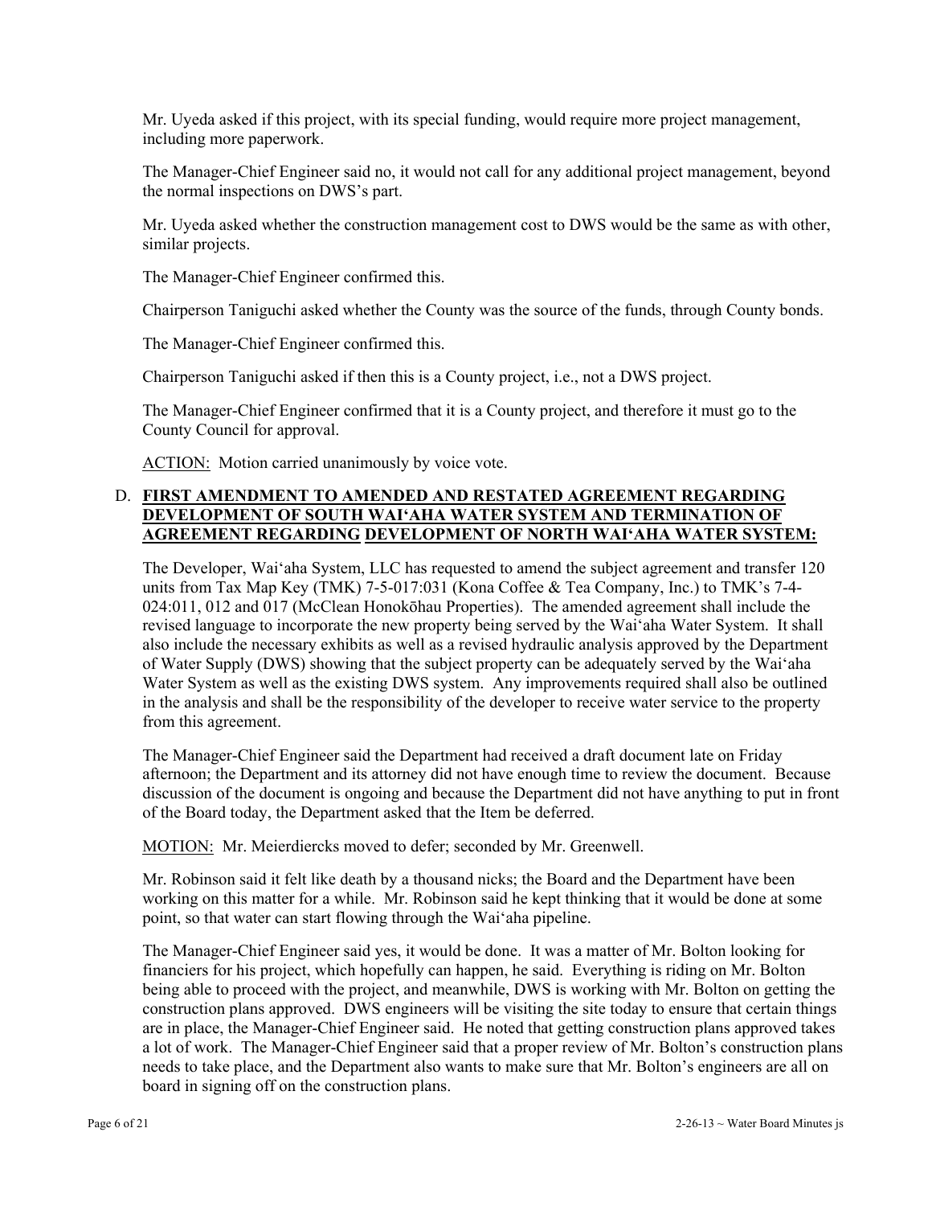Mr. Uyeda asked if this project, with its special funding, would require more project management, including more paperwork.

The Manager-Chief Engineer said no, it would not call for any additional project management, beyond the normal inspections on DWS's part.

Mr. Uyeda asked whether the construction management cost to DWS would be the same as with other, similar projects.

The Manager-Chief Engineer confirmed this.

Chairperson Taniguchi asked whether the County was the source of the funds, through County bonds.

The Manager-Chief Engineer confirmed this.

Chairperson Taniguchi asked if then this is a County project, i.e., not a DWS project.

The Manager-Chief Engineer confirmed that it is a County project, and therefore it must go to the County Council for approval.

<u>ACTION:</u> Motion carried unanimously by voice vote.

D. **<u>FIRST AMENDMENT TO AMENDED AND RESTATED AGREEMENT REGARDING DEVELOPMENT OF SOUTH WAIʻAHA WATER SYSTEM AND TERMINATION OF AGREEMENT REGARDING DEVELOPMENT OF NORTH WAIʻAHA WATER SYSTEM:</u>**

The Developer, Waiʻaha System, LLC has requested to amend the subject agreement and transfer 120 units from Tax Map Key (TMK) 7-5-017:031 (Kona Coffee & Tea Company, Inc.) to TMK's 7-4-024:011, 012 and 017 (McClean Honokōhau Properties). The amended agreement shall include the revised language to incorporate the new property being served by the Waiʻaha Water System. It shall also include the necessary exhibits as well as a revised hydraulic analysis approved by the Department of Water Supply (DWS) showing that the subject property can be adequately served by the Waiʻaha Water System as well as the existing DWS system. Any improvements required shall also be outlined in the analysis and shall be the responsibility of the developer to receive water service to the property from this agreement.

The Manager-Chief Engineer said the Department had received a draft document late on Friday afternoon; the Department and its attorney did not have enough time to review the document. Because discussion of the document is ongoing and because the Department did not have anything to put in front of the Board today, the Department asked that the Item be deferred.

<u>MOTION:</u> Mr. Meierdiercks moved to defer; seconded by Mr. Greenwell.

Mr. Robinson said it felt like death by a thousand nicks; the Board and the Department have been working on this matter for a while. Mr. Robinson said he kept thinking that it would be done at some point, so that water can start flowing through the Waiʻaha pipeline.

The Manager-Chief Engineer said yes, it would be done. It was a matter of Mr. Bolton looking for financiers for his project, which hopefully can happen, he said. Everything is riding on Mr. Bolton being able to proceed with the project, and meanwhile, DWS is working with Mr. Bolton on getting the construction plans approved. DWS engineers will be visiting the site today to ensure that certain things are in place, the Manager-Chief Engineer said. He noted that getting construction plans approved takes a lot of work. The Manager-Chief Engineer said that a proper review of Mr. Bolton's construction plans needs to take place, and the Department also wants to make sure that Mr. Bolton's engineers are all on board in signing off on the construction plans.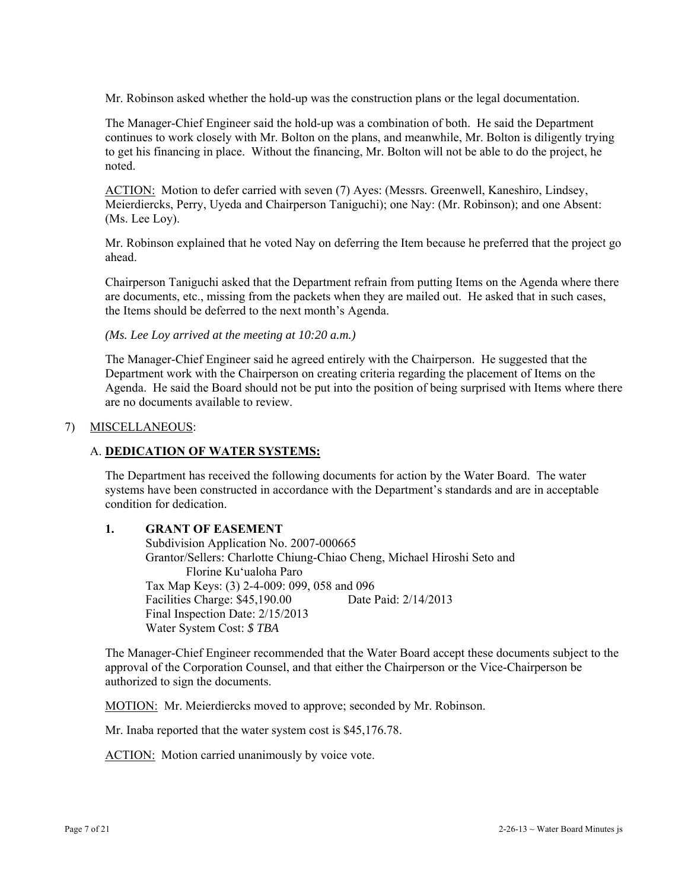Mr. Robinson asked whether the hold-up was the construction plans or the legal documentation.

The Manager-Chief Engineer said the hold-up was a combination of both. He said the Department continues to work closely with Mr. Bolton on the plans, and meanwhile, Mr. Bolton is diligently trying to get his financing in place. Without the financing, Mr. Bolton will not be able to do the project, he noted.

ACTION: Motion to defer carried with seven (7) Ayes: (Messrs. Greenwell, Kaneshiro, Lindsey, Meierdiercks, Perry, Uyeda and Chairperson Taniguchi); one Nay: (Mr. Robinson); and one Absent: (Ms. Lee Loy).

Mr. Robinson explained that he voted Nay on deferring the Item because he preferred that the project go ahead.

Chairperson Taniguchi asked that the Department refrain from putting Items on the Agenda where there are documents, etc., missing from the packets when they are mailed out. He asked that in such cases, the Items should be deferred to the next month's Agenda.

*(Ms. Lee Loy arrived at the meeting at 10:20 a.m.)*

The Manager-Chief Engineer said he agreed entirely with the Chairperson. He suggested that the Department work with the Chairperson on creating criteria regarding the placement of Items on the Agenda. He said the Board should not be put into the position of being surprised with Items where there are no documents available to review.

7) MISCELLANEOUS:

A. **DEDICATION OF WATER SYSTEMS:**

The Department has received the following documents for action by the Water Board. The water systems have been constructed in accordance with the Department's standards and are in acceptable condition for dedication.

**1. GRANT OF EASEMENT**

Subdivision Application No. 2007-000665
Grantor/Sellers: Charlotte Chiung-Chiao Cheng, Michael Hiroshi Seto and Florine Ku'ualoha Paro
Tax Map Keys: (3) 2-4-009: 099, 058 and 096
Facilities Charge: $45,190.00 Date Paid: 2/14/2013
Final Inspection Date: 2/15/2013
Water System Cost: *$ TBA*

The Manager-Chief Engineer recommended that the Water Board accept these documents subject to the approval of the Corporation Counsel, and that either the Chairperson or the Vice-Chairperson be authorized to sign the documents.

MOTION: Mr. Meierdiercks moved to approve; seconded by Mr. Robinson.

Mr. Inaba reported that the water system cost is $45,176.78.

ACTION: Motion carried unanimously by voice vote.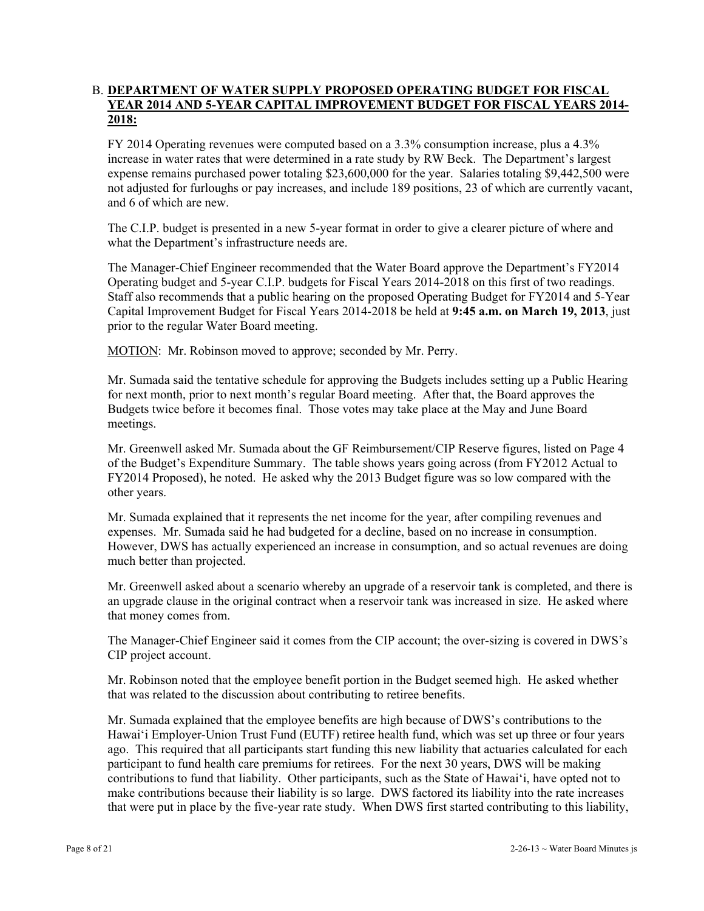B. **DEPARTMENT OF WATER SUPPLY PROPOSED OPERATING BUDGET FOR FISCAL YEAR 2014 AND 5-YEAR CAPITAL IMPROVEMENT BUDGET FOR FISCAL YEARS 2014-2018:**

FY 2014 Operating revenues were computed based on a 3.3% consumption increase, plus a 4.3% increase in water rates that were determined in a rate study by RW Beck. The Department's largest expense remains purchased power totaling $23,600,000 for the year. Salaries totaling $9,442,500 were not adjusted for furloughs or pay increases, and include 189 positions, 23 of which are currently vacant, and 6 of which are new.

The C.I.P. budget is presented in a new 5-year format in order to give a clearer picture of where and what the Department's infrastructure needs are.

The Manager-Chief Engineer recommended that the Water Board approve the Department's FY2014 Operating budget and 5-year C.I.P. budgets for Fiscal Years 2014-2018 on this first of two readings. Staff also recommends that a public hearing on the proposed Operating Budget for FY2014 and 5-Year Capital Improvement Budget for Fiscal Years 2014-2018 be held at **9:45 a.m. on March 19, 2013**, just prior to the regular Water Board meeting.

MOTION: Mr. Robinson moved to approve; seconded by Mr. Perry.

Mr. Sumada said the tentative schedule for approving the Budgets includes setting up a Public Hearing for next month, prior to next month's regular Board meeting. After that, the Board approves the Budgets twice before it becomes final. Those votes may take place at the May and June Board meetings.

Mr. Greenwell asked Mr. Sumada about the GF Reimbursement/CIP Reserve figures, listed on Page 4 of the Budget's Expenditure Summary. The table shows years going across (from FY2012 Actual to FY2014 Proposed), he noted. He asked why the 2013 Budget figure was so low compared with the other years.

Mr. Sumada explained that it represents the net income for the year, after compiling revenues and expenses. Mr. Sumada said he had budgeted for a decline, based on no increase in consumption. However, DWS has actually experienced an increase in consumption, and so actual revenues are doing much better than projected.

Mr. Greenwell asked about a scenario whereby an upgrade of a reservoir tank is completed, and there is an upgrade clause in the original contract when a reservoir tank was increased in size. He asked where that money comes from.

The Manager-Chief Engineer said it comes from the CIP account; the over-sizing is covered in DWS's CIP project account.

Mr. Robinson noted that the employee benefit portion in the Budget seemed high. He asked whether that was related to the discussion about contributing to retiree benefits.

Mr. Sumada explained that the employee benefits are high because of DWS's contributions to the Hawai'i Employer-Union Trust Fund (EUTF) retiree health fund, which was set up three or four years ago. This required that all participants start funding this new liability that actuaries calculated for each participant to fund health care premiums for retirees. For the next 30 years, DWS will be making contributions to fund that liability. Other participants, such as the State of Hawai'i, have opted not to make contributions because their liability is so large. DWS factored its liability into the rate increases that were put in place by the five-year rate study. When DWS first started contributing to this liability,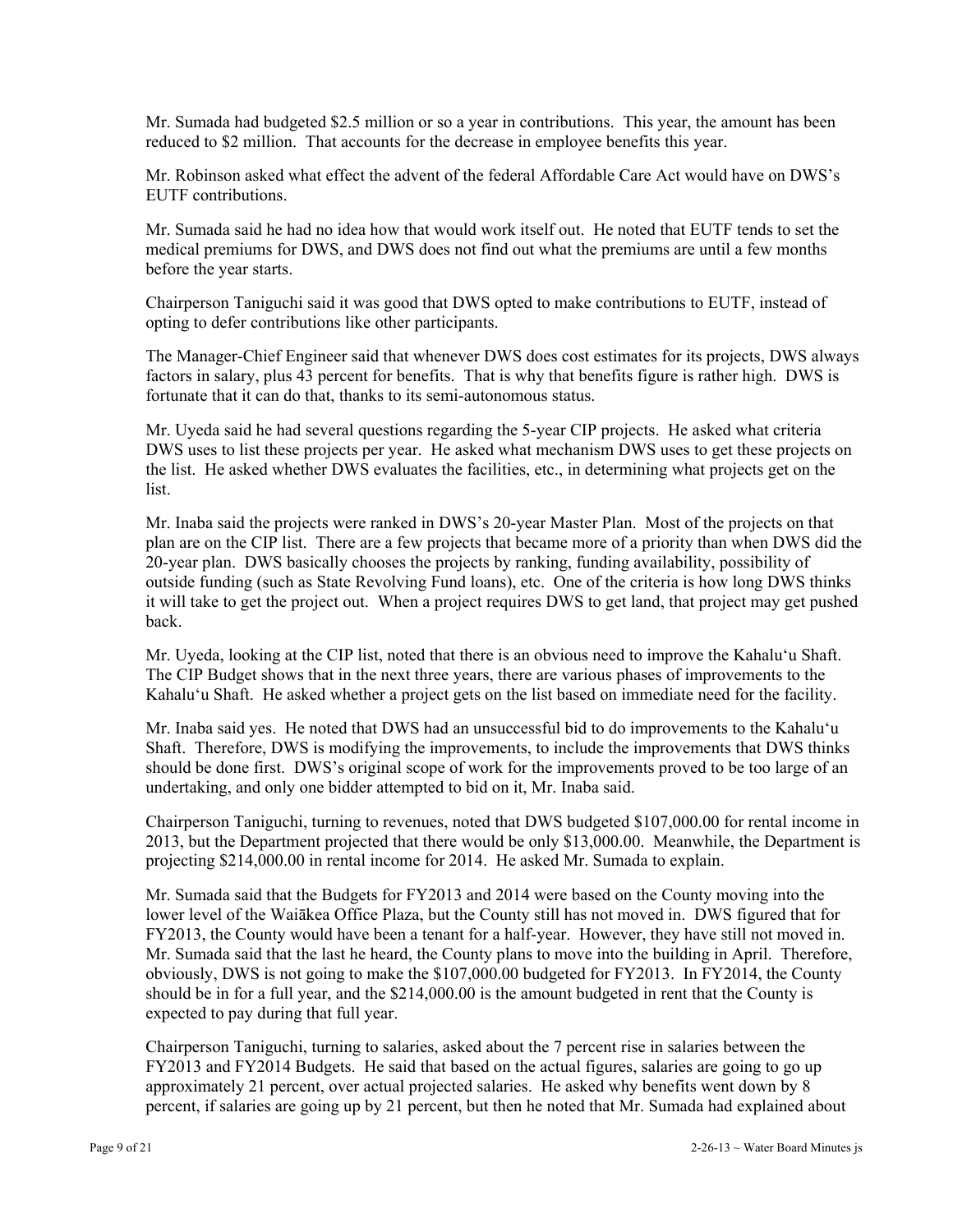Mr. Sumada had budgeted $2.5 million or so a year in contributions. This year, the amount has been reduced to $2 million. That accounts for the decrease in employee benefits this year.

Mr. Robinson asked what effect the advent of the federal Affordable Care Act would have on DWS's EUTF contributions.

Mr. Sumada said he had no idea how that would work itself out. He noted that EUTF tends to set the medical premiums for DWS, and DWS does not find out what the premiums are until a few months before the year starts.

Chairperson Taniguchi said it was good that DWS opted to make contributions to EUTF, instead of opting to defer contributions like other participants.

The Manager-Chief Engineer said that whenever DWS does cost estimates for its projects, DWS always factors in salary, plus 43 percent for benefits. That is why that benefits figure is rather high. DWS is fortunate that it can do that, thanks to its semi-autonomous status.

Mr. Uyeda said he had several questions regarding the 5-year CIP projects. He asked what criteria DWS uses to list these projects per year. He asked what mechanism DWS uses to get these projects on the list. He asked whether DWS evaluates the facilities, etc., in determining what projects get on the list.

Mr. Inaba said the projects were ranked in DWS's 20-year Master Plan. Most of the projects on that plan are on the CIP list. There are a few projects that became more of a priority than when DWS did the 20-year plan. DWS basically chooses the projects by ranking, funding availability, possibility of outside funding (such as State Revolving Fund loans), etc. One of the criteria is how long DWS thinks it will take to get the project out. When a project requires DWS to get land, that project may get pushed back.

Mr. Uyeda, looking at the CIP list, noted that there is an obvious need to improve the Kahalu'u Shaft. The CIP Budget shows that in the next three years, there are various phases of improvements to the Kahalu'u Shaft. He asked whether a project gets on the list based on immediate need for the facility.

Mr. Inaba said yes. He noted that DWS had an unsuccessful bid to do improvements to the Kahalu'u Shaft. Therefore, DWS is modifying the improvements, to include the improvements that DWS thinks should be done first. DWS's original scope of work for the improvements proved to be too large of an undertaking, and only one bidder attempted to bid on it, Mr. Inaba said.

Chairperson Taniguchi, turning to revenues, noted that DWS budgeted $107,000.00 for rental income in 2013, but the Department projected that there would be only $13,000.00. Meanwhile, the Department is projecting $214,000.00 in rental income for 2014. He asked Mr. Sumada to explain.

Mr. Sumada said that the Budgets for FY2013 and 2014 were based on the County moving into the lower level of the Waiākea Office Plaza, but the County still has not moved in. DWS figured that for FY2013, the County would have been a tenant for a half-year. However, they have still not moved in. Mr. Sumada said that the last he heard, the County plans to move into the building in April. Therefore, obviously, DWS is not going to make the $107,000.00 budgeted for FY2013. In FY2014, the County should be in for a full year, and the $214,000.00 is the amount budgeted in rent that the County is expected to pay during that full year.

Chairperson Taniguchi, turning to salaries, asked about the 7 percent rise in salaries between the FY2013 and FY2014 Budgets. He said that based on the actual figures, salaries are going to go up approximately 21 percent, over actual projected salaries. He asked why benefits went down by 8 percent, if salaries are going up by 21 percent, but then he noted that Mr. Sumada had explained about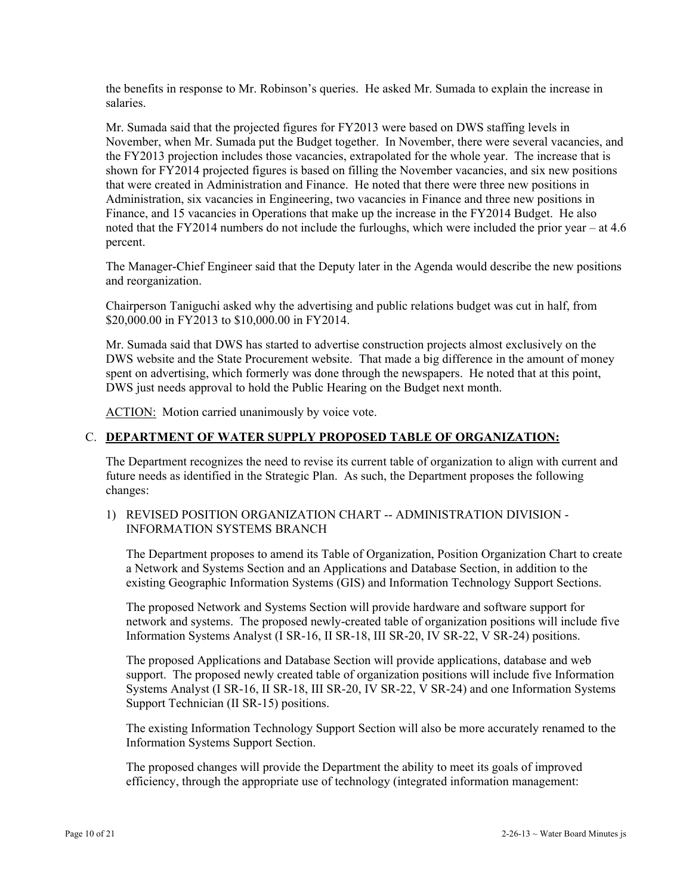the benefits in response to Mr. Robinson's queries. He asked Mr. Sumada to explain the increase in salaries.

Mr. Sumada said that the projected figures for FY2013 were based on DWS staffing levels in November, when Mr. Sumada put the Budget together. In November, there were several vacancies, and the FY2013 projection includes those vacancies, extrapolated for the whole year. The increase that is shown for FY2014 projected figures is based on filling the November vacancies, and six new positions that were created in Administration and Finance. He noted that there were three new positions in Administration, six vacancies in Engineering, two vacancies in Finance and three new positions in Finance, and 15 vacancies in Operations that make up the increase in the FY2014 Budget. He also noted that the FY2014 numbers do not include the furloughs, which were included the prior year – at 4.6 percent.

The Manager-Chief Engineer said that the Deputy later in the Agenda would describe the new positions and reorganization.

Chairperson Taniguchi asked why the advertising and public relations budget was cut in half, from $20,000.00 in FY2013 to $10,000.00 in FY2014.

Mr. Sumada said that DWS has started to advertise construction projects almost exclusively on the DWS website and the State Procurement website. That made a big difference in the amount of money spent on advertising, which formerly was done through the newspapers. He noted that at this point, DWS just needs approval to hold the Public Hearing on the Budget next month.

ACTION: Motion carried unanimously by voice vote.

C. **DEPARTMENT OF WATER SUPPLY PROPOSED TABLE OF ORGANIZATION:**

The Department recognizes the need to revise its current table of organization to align with current and future needs as identified in the Strategic Plan. As such, the Department proposes the following changes:

1) REVISED POSITION ORGANIZATION CHART -- ADMINISTRATION DIVISION - INFORMATION SYSTEMS BRANCH

The Department proposes to amend its Table of Organization, Position Organization Chart to create a Network and Systems Section and an Applications and Database Section, in addition to the existing Geographic Information Systems (GIS) and Information Technology Support Sections.

The proposed Network and Systems Section will provide hardware and software support for network and systems. The proposed newly-created table of organization positions will include five Information Systems Analyst (I SR-16, II SR-18, III SR-20, IV SR-22, V SR-24) positions.

The proposed Applications and Database Section will provide applications, database and web support. The proposed newly created table of organization positions will include five Information Systems Analyst (I SR-16, II SR-18, III SR-20, IV SR-22, V SR-24) and one Information Systems Support Technician (II SR-15) positions.

The existing Information Technology Support Section will also be more accurately renamed to the Information Systems Support Section.

The proposed changes will provide the Department the ability to meet its goals of improved efficiency, through the appropriate use of technology (integrated information management: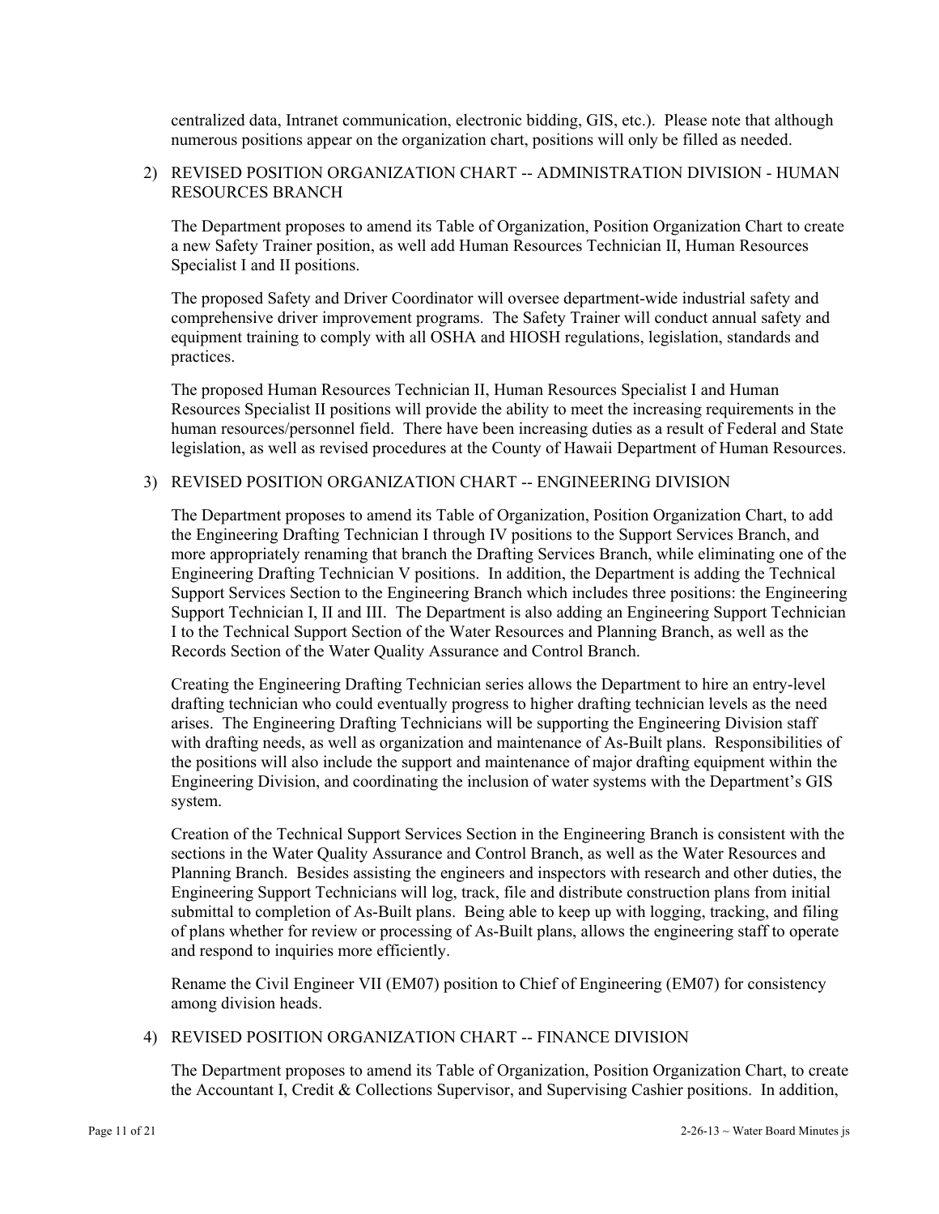centralized data, Intranet communication, electronic bidding, GIS, etc.). Please note that although numerous positions appear on the organization chart, positions will only be filled as needed.

2) REVISED POSITION ORGANIZATION CHART -- ADMINISTRATION DIVISION - HUMAN RESOURCES BRANCH

The Department proposes to amend its Table of Organization, Position Organization Chart to create a new Safety Trainer position, as well add Human Resources Technician II, Human Resources Specialist I and II positions.

The proposed Safety and Driver Coordinator will oversee department-wide industrial safety and comprehensive driver improvement programs. The Safety Trainer will conduct annual safety and equipment training to comply with all OSHA and HIOSH regulations, legislation, standards and practices.

The proposed Human Resources Technician II, Human Resources Specialist I and Human Resources Specialist II positions will provide the ability to meet the increasing requirements in the human resources/personnel field. There have been increasing duties as a result of Federal and State legislation, as well as revised procedures at the County of Hawaii Department of Human Resources.

3) REVISED POSITION ORGANIZATION CHART -- ENGINEERING DIVISION

The Department proposes to amend its Table of Organization, Position Organization Chart, to add the Engineering Drafting Technician I through IV positions to the Support Services Branch, and more appropriately renaming that branch the Drafting Services Branch, while eliminating one of the Engineering Drafting Technician V positions. In addition, the Department is adding the Technical Support Services Section to the Engineering Branch which includes three positions: the Engineering Support Technician I, II and III. The Department is also adding an Engineering Support Technician I to the Technical Support Section of the Water Resources and Planning Branch, as well as the Records Section of the Water Quality Assurance and Control Branch.

Creating the Engineering Drafting Technician series allows the Department to hire an entry-level drafting technician who could eventually progress to higher drafting technician levels as the need arises. The Engineering Drafting Technicians will be supporting the Engineering Division staff with drafting needs, as well as organization and maintenance of As-Built plans. Responsibilities of the positions will also include the support and maintenance of major drafting equipment within the Engineering Division, and coordinating the inclusion of water systems with the Department's GIS system.

Creation of the Technical Support Services Section in the Engineering Branch is consistent with the sections in the Water Quality Assurance and Control Branch, as well as the Water Resources and Planning Branch. Besides assisting the engineers and inspectors with research and other duties, the Engineering Support Technicians will log, track, file and distribute construction plans from initial submittal to completion of As-Built plans. Being able to keep up with logging, tracking, and filing of plans whether for review or processing of As-Built plans, allows the engineering staff to operate and respond to inquiries more efficiently.

Rename the Civil Engineer VII (EM07) position to Chief of Engineering (EM07) for consistency among division heads.

4) REVISED POSITION ORGANIZATION CHART -- FINANCE DIVISION

The Department proposes to amend its Table of Organization, Position Organization Chart, to create the Accountant I, Credit & Collections Supervisor, and Supervising Cashier positions. In addition,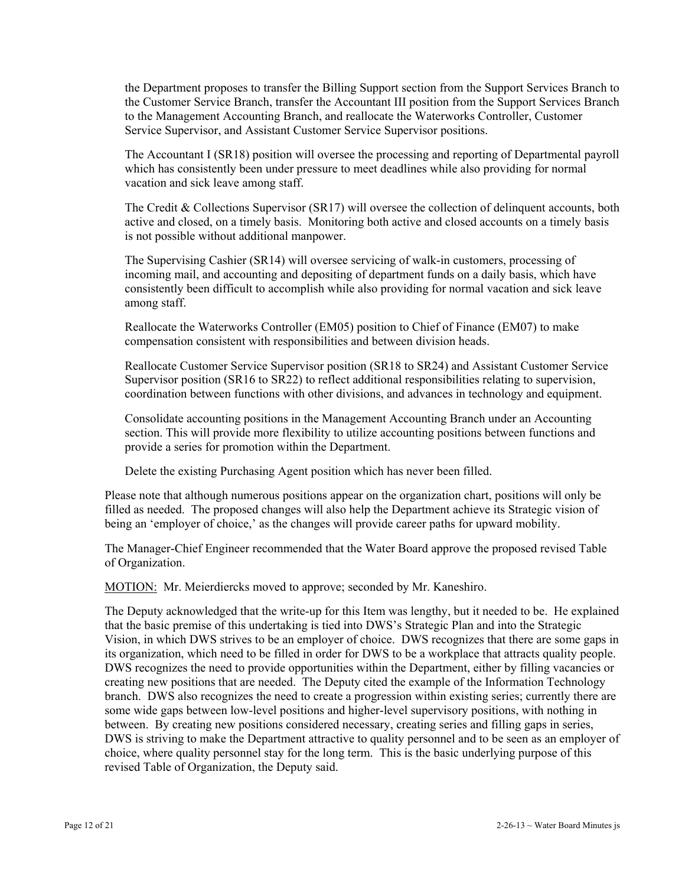the Department proposes to transfer the Billing Support section from the Support Services Branch to the Customer Service Branch, transfer the Accountant III position from the Support Services Branch to the Management Accounting Branch, and reallocate the Waterworks Controller, Customer Service Supervisor, and Assistant Customer Service Supervisor positions.

The Accountant I (SR18) position will oversee the processing and reporting of Departmental payroll which has consistently been under pressure to meet deadlines while also providing for normal vacation and sick leave among staff.

The Credit & Collections Supervisor (SR17) will oversee the collection of delinquent accounts, both active and closed, on a timely basis. Monitoring both active and closed accounts on a timely basis is not possible without additional manpower.

The Supervising Cashier (SR14) will oversee servicing of walk-in customers, processing of incoming mail, and accounting and depositing of department funds on a daily basis, which have consistently been difficult to accomplish while also providing for normal vacation and sick leave among staff.

Reallocate the Waterworks Controller (EM05) position to Chief of Finance (EM07) to make compensation consistent with responsibilities and between division heads.

Reallocate Customer Service Supervisor position (SR18 to SR24) and Assistant Customer Service Supervisor position (SR16 to SR22) to reflect additional responsibilities relating to supervision, coordination between functions with other divisions, and advances in technology and equipment.

Consolidate accounting positions in the Management Accounting Branch under an Accounting section. This will provide more flexibility to utilize accounting positions between functions and provide a series for promotion within the Department.

Delete the existing Purchasing Agent position which has never been filled.

Please note that although numerous positions appear on the organization chart, positions will only be filled as needed. The proposed changes will also help the Department achieve its Strategic vision of being an 'employer of choice,' as the changes will provide career paths for upward mobility.

The Manager-Chief Engineer recommended that the Water Board approve the proposed revised Table of Organization.

<u>MOTION:</u> Mr. Meierdiercks moved to approve; seconded by Mr. Kaneshiro.

The Deputy acknowledged that the write-up for this Item was lengthy, but it needed to be. He explained that the basic premise of this undertaking is tied into DWS's Strategic Plan and into the Strategic Vision, in which DWS strives to be an employer of choice. DWS recognizes that there are some gaps in its organization, which need to be filled in order for DWS to be a workplace that attracts quality people. DWS recognizes the need to provide opportunities within the Department, either by filling vacancies or creating new positions that are needed. The Deputy cited the example of the Information Technology branch. DWS also recognizes the need to create a progression within existing series; currently there are some wide gaps between low-level positions and higher-level supervisory positions, with nothing in between. By creating new positions considered necessary, creating series and filling gaps in series, DWS is striving to make the Department attractive to quality personnel and to be seen as an employer of choice, where quality personnel stay for the long term. This is the basic underlying purpose of this revised Table of Organization, the Deputy said.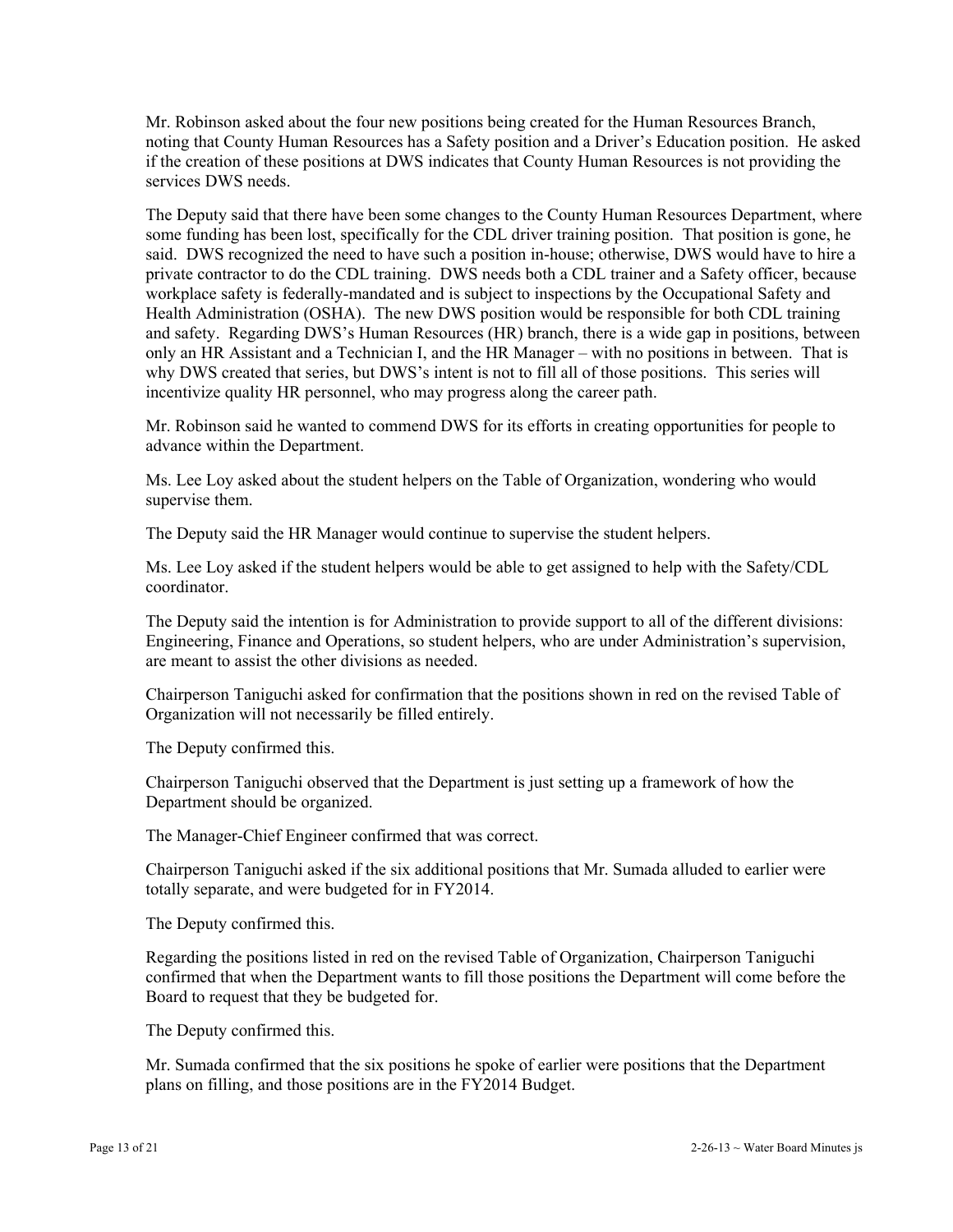Mr. Robinson asked about the four new positions being created for the Human Resources Branch, noting that County Human Resources has a Safety position and a Driver's Education position. He asked if the creation of these positions at DWS indicates that County Human Resources is not providing the services DWS needs.

The Deputy said that there have been some changes to the County Human Resources Department, where some funding has been lost, specifically for the CDL driver training position. That position is gone, he said. DWS recognized the need to have such a position in-house; otherwise, DWS would have to hire a private contractor to do the CDL training. DWS needs both a CDL trainer and a Safety officer, because workplace safety is federally-mandated and is subject to inspections by the Occupational Safety and Health Administration (OSHA). The new DWS position would be responsible for both CDL training and safety. Regarding DWS's Human Resources (HR) branch, there is a wide gap in positions, between only an HR Assistant and a Technician I, and the HR Manager – with no positions in between. That is why DWS created that series, but DWS's intent is not to fill all of those positions. This series will incentivize quality HR personnel, who may progress along the career path.

Mr. Robinson said he wanted to commend DWS for its efforts in creating opportunities for people to advance within the Department.

Ms. Lee Loy asked about the student helpers on the Table of Organization, wondering who would supervise them.

The Deputy said the HR Manager would continue to supervise the student helpers.

Ms. Lee Loy asked if the student helpers would be able to get assigned to help with the Safety/CDL coordinator.

The Deputy said the intention is for Administration to provide support to all of the different divisions: Engineering, Finance and Operations, so student helpers, who are under Administration's supervision, are meant to assist the other divisions as needed.

Chairperson Taniguchi asked for confirmation that the positions shown in red on the revised Table of Organization will not necessarily be filled entirely.

The Deputy confirmed this.

Chairperson Taniguchi observed that the Department is just setting up a framework of how the Department should be organized.

The Manager-Chief Engineer confirmed that was correct.

Chairperson Taniguchi asked if the six additional positions that Mr. Sumada alluded to earlier were totally separate, and were budgeted for in FY2014.

The Deputy confirmed this.

Regarding the positions listed in red on the revised Table of Organization, Chairperson Taniguchi confirmed that when the Department wants to fill those positions the Department will come before the Board to request that they be budgeted for.

The Deputy confirmed this.

Mr. Sumada confirmed that the six positions he spoke of earlier were positions that the Department plans on filling, and those positions are in the FY2014 Budget.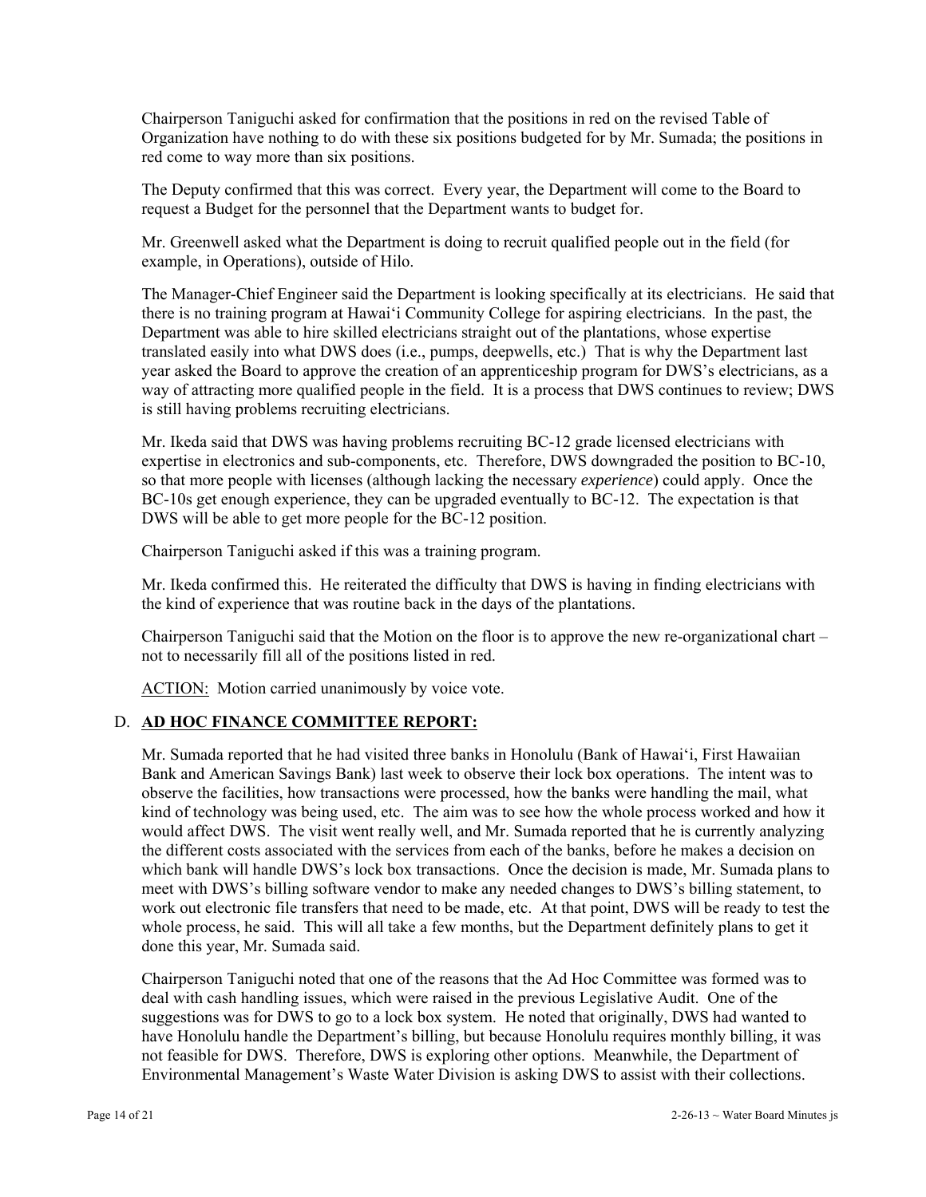Chairperson Taniguchi asked for confirmation that the positions in red on the revised Table of Organization have nothing to do with these six positions budgeted for by Mr. Sumada; the positions in red come to way more than six positions.

The Deputy confirmed that this was correct. Every year, the Department will come to the Board to request a Budget for the personnel that the Department wants to budget for.

Mr. Greenwell asked what the Department is doing to recruit qualified people out in the field (for example, in Operations), outside of Hilo.

The Manager-Chief Engineer said the Department is looking specifically at its electricians. He said that there is no training program at Hawai'i Community College for aspiring electricians. In the past, the Department was able to hire skilled electricians straight out of the plantations, whose expertise translated easily into what DWS does (i.e., pumps, deepwells, etc.) That is why the Department last year asked the Board to approve the creation of an apprenticeship program for DWS's electricians, as a way of attracting more qualified people in the field. It is a process that DWS continues to review; DWS is still having problems recruiting electricians.

Mr. Ikeda said that DWS was having problems recruiting BC-12 grade licensed electricians with expertise in electronics and sub-components, etc. Therefore, DWS downgraded the position to BC-10, so that more people with licenses (although lacking the necessary *experience*) could apply. Once the BC-10s get enough experience, they can be upgraded eventually to BC-12. The expectation is that DWS will be able to get more people for the BC-12 position.

Chairperson Taniguchi asked if this was a training program.

Mr. Ikeda confirmed this. He reiterated the difficulty that DWS is having in finding electricians with the kind of experience that was routine back in the days of the plantations.

Chairperson Taniguchi said that the Motion on the floor is to approve the new re-organizational chart – not to necessarily fill all of the positions listed in red.

ACTION: Motion carried unanimously by voice vote.

## D. AD HOC FINANCE COMMITTEE REPORT:

Mr. Sumada reported that he had visited three banks in Honolulu (Bank of Hawai'i, First Hawaiian Bank and American Savings Bank) last week to observe their lock box operations. The intent was to observe the facilities, how transactions were processed, how the banks were handling the mail, what kind of technology was being used, etc. The aim was to see how the whole process worked and how it would affect DWS. The visit went really well, and Mr. Sumada reported that he is currently analyzing the different costs associated with the services from each of the banks, before he makes a decision on which bank will handle DWS's lock box transactions. Once the decision is made, Mr. Sumada plans to meet with DWS's billing software vendor to make any needed changes to DWS's billing statement, to work out electronic file transfers that need to be made, etc. At that point, DWS will be ready to test the whole process, he said. This will all take a few months, but the Department definitely plans to get it done this year, Mr. Sumada said.

Chairperson Taniguchi noted that one of the reasons that the Ad Hoc Committee was formed was to deal with cash handling issues, which were raised in the previous Legislative Audit. One of the suggestions was for DWS to go to a lock box system. He noted that originally, DWS had wanted to have Honolulu handle the Department's billing, but because Honolulu requires monthly billing, it was not feasible for DWS. Therefore, DWS is exploring other options. Meanwhile, the Department of Environmental Management's Waste Water Division is asking DWS to assist with their collections.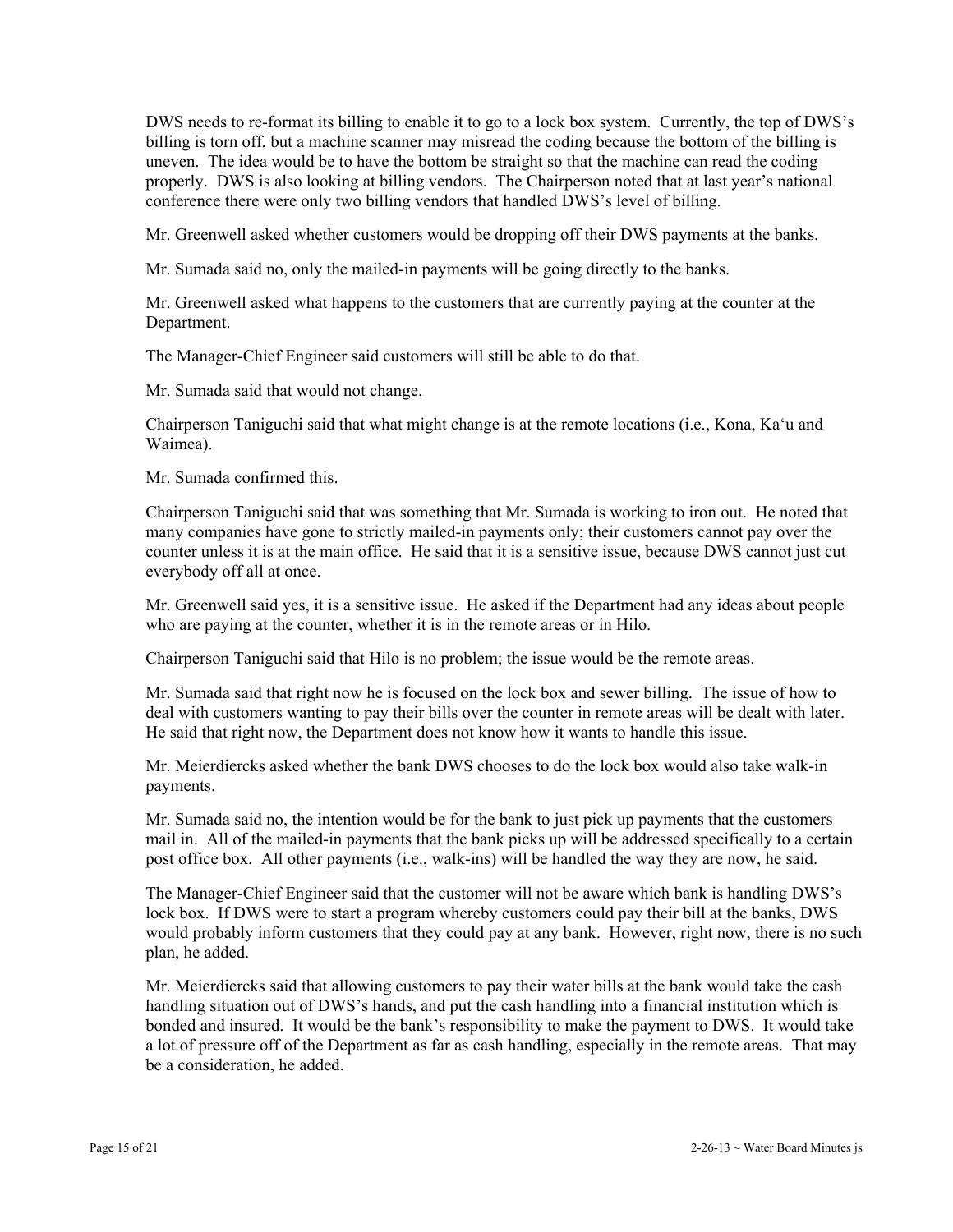DWS needs to re-format its billing to enable it to go to a lock box system. Currently, the top of DWS's billing is torn off, but a machine scanner may misread the coding because the bottom of the billing is uneven. The idea would be to have the bottom be straight so that the machine can read the coding properly. DWS is also looking at billing vendors. The Chairperson noted that at last year's national conference there were only two billing vendors that handled DWS's level of billing.

Mr. Greenwell asked whether customers would be dropping off their DWS payments at the banks.

Mr. Sumada said no, only the mailed-in payments will be going directly to the banks.

Mr. Greenwell asked what happens to the customers that are currently paying at the counter at the Department.

The Manager-Chief Engineer said customers will still be able to do that.

Mr. Sumada said that would not change.

Chairperson Taniguchi said that what might change is at the remote locations (i.e., Kona, Ka'u and Waimea).

Mr. Sumada confirmed this.

Chairperson Taniguchi said that was something that Mr. Sumada is working to iron out. He noted that many companies have gone to strictly mailed-in payments only; their customers cannot pay over the counter unless it is at the main office. He said that it is a sensitive issue, because DWS cannot just cut everybody off all at once.

Mr. Greenwell said yes, it is a sensitive issue. He asked if the Department had any ideas about people who are paying at the counter, whether it is in the remote areas or in Hilo.

Chairperson Taniguchi said that Hilo is no problem; the issue would be the remote areas.

Mr. Sumada said that right now he is focused on the lock box and sewer billing. The issue of how to deal with customers wanting to pay their bills over the counter in remote areas will be dealt with later. He said that right now, the Department does not know how it wants to handle this issue.

Mr. Meierdiercks asked whether the bank DWS chooses to do the lock box would also take walk-in payments.

Mr. Sumada said no, the intention would be for the bank to just pick up payments that the customers mail in. All of the mailed-in payments that the bank picks up will be addressed specifically to a certain post office box. All other payments (i.e., walk-ins) will be handled the way they are now, he said.

The Manager-Chief Engineer said that the customer will not be aware which bank is handling DWS's lock box. If DWS were to start a program whereby customers could pay their bill at the banks, DWS would probably inform customers that they could pay at any bank. However, right now, there is no such plan, he added.

Mr. Meierdiercks said that allowing customers to pay their water bills at the bank would take the cash handling situation out of DWS's hands, and put the cash handling into a financial institution which is bonded and insured. It would be the bank's responsibility to make the payment to DWS. It would take a lot of pressure off of the Department as far as cash handling, especially in the remote areas. That may be a consideration, he added.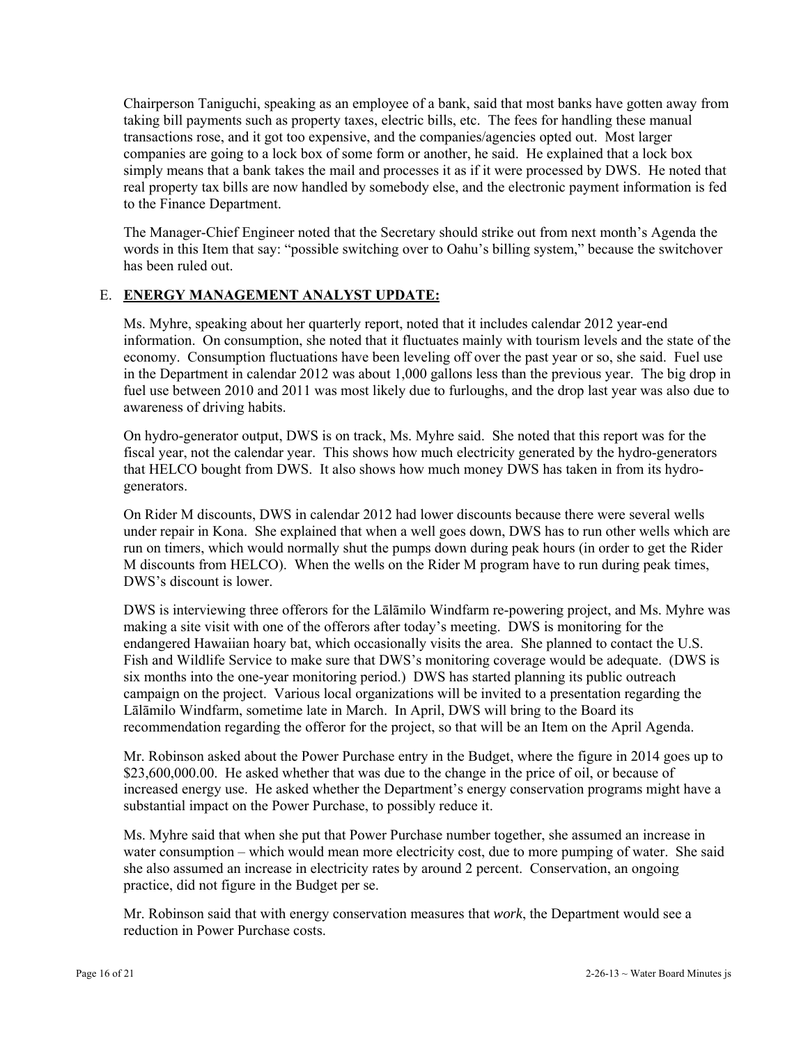Chairperson Taniguchi, speaking as an employee of a bank, said that most banks have gotten away from taking bill payments such as property taxes, electric bills, etc. The fees for handling these manual transactions rose, and it got too expensive, and the companies/agencies opted out. Most larger companies are going to a lock box of some form or another, he said. He explained that a lock box simply means that a bank takes the mail and processes it as if it were processed by DWS. He noted that real property tax bills are now handled by somebody else, and the electronic payment information is fed to the Finance Department.

The Manager-Chief Engineer noted that the Secretary should strike out from next month's Agenda the words in this Item that say: "possible switching over to Oahu's billing system," because the switchover has been ruled out.

## E. **ENERGY MANAGEMENT ANALYST UPDATE:**

Ms. Myhre, speaking about her quarterly report, noted that it includes calendar 2012 year-end information. On consumption, she noted that it fluctuates mainly with tourism levels and the state of the economy. Consumption fluctuations have been leveling off over the past year or so, she said. Fuel use in the Department in calendar 2012 was about 1,000 gallons less than the previous year. The big drop in fuel use between 2010 and 2011 was most likely due to furloughs, and the drop last year was also due to awareness of driving habits.

On hydro-generator output, DWS is on track, Ms. Myhre said. She noted that this report was for the fiscal year, not the calendar year. This shows how much electricity generated by the hydro-generators that HELCO bought from DWS. It also shows how much money DWS has taken in from its hydro-generators.

On Rider M discounts, DWS in calendar 2012 had lower discounts because there were several wells under repair in Kona. She explained that when a well goes down, DWS has to run other wells which are run on timers, which would normally shut the pumps down during peak hours (in order to get the Rider M discounts from HELCO). When the wells on the Rider M program have to run during peak times, DWS's discount is lower.

DWS is interviewing three offerors for the Lālāmilo Windfarm re-powering project, and Ms. Myhre was making a site visit with one of the offerors after today's meeting. DWS is monitoring for the endangered Hawaiian hoary bat, which occasionally visits the area. She planned to contact the U.S. Fish and Wildlife Service to make sure that DWS's monitoring coverage would be adequate. (DWS is six months into the one-year monitoring period.) DWS has started planning its public outreach campaign on the project. Various local organizations will be invited to a presentation regarding the Lālāmilo Windfarm, sometime late in March. In April, DWS will bring to the Board its recommendation regarding the offeror for the project, so that will be an Item on the April Agenda.

Mr. Robinson asked about the Power Purchase entry in the Budget, where the figure in 2014 goes up to \$23,600,000.00. He asked whether that was due to the change in the price of oil, or because of increased energy use. He asked whether the Department's energy conservation programs might have a substantial impact on the Power Purchase, to possibly reduce it.

Ms. Myhre said that when she put that Power Purchase number together, she assumed an increase in water consumption – which would mean more electricity cost, due to more pumping of water. She said she also assumed an increase in electricity rates by around 2 percent. Conservation, an ongoing practice, did not figure in the Budget per se.

Mr. Robinson said that with energy conservation measures that *work*, the Department would see a reduction in Power Purchase costs.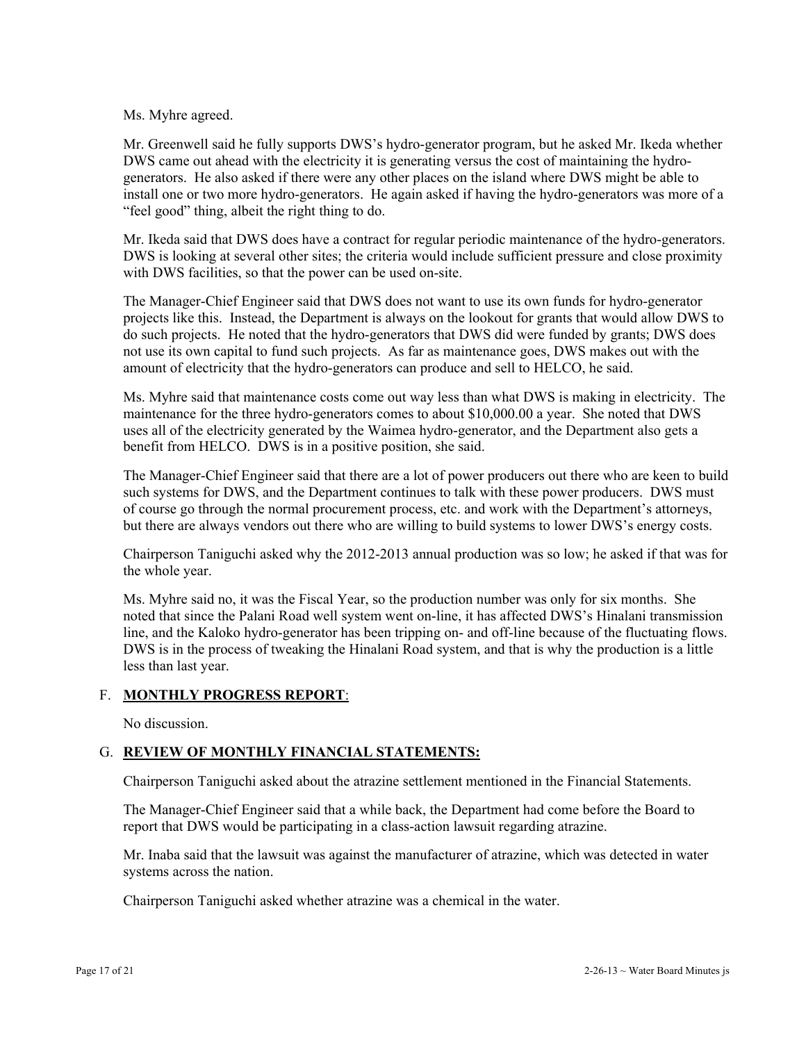Ms. Myhre agreed.

Mr. Greenwell said he fully supports DWS's hydro-generator program, but he asked Mr. Ikeda whether DWS came out ahead with the electricity it is generating versus the cost of maintaining the hydro-generators. He also asked if there were any other places on the island where DWS might be able to install one or two more hydro-generators. He again asked if having the hydro-generators was more of a "feel good" thing, albeit the right thing to do.

Mr. Ikeda said that DWS does have a contract for regular periodic maintenance of the hydro-generators. DWS is looking at several other sites; the criteria would include sufficient pressure and close proximity with DWS facilities, so that the power can be used on-site.

The Manager-Chief Engineer said that DWS does not want to use its own funds for hydro-generator projects like this. Instead, the Department is always on the lookout for grants that would allow DWS to do such projects. He noted that the hydro-generators that DWS did were funded by grants; DWS does not use its own capital to fund such projects. As far as maintenance goes, DWS makes out with the amount of electricity that the hydro-generators can produce and sell to HELCO, he said.

Ms. Myhre said that maintenance costs come out way less than what DWS is making in electricity. The maintenance for the three hydro-generators comes to about $10,000.00 a year. She noted that DWS uses all of the electricity generated by the Waimea hydro-generator, and the Department also gets a benefit from HELCO. DWS is in a positive position, she said.

The Manager-Chief Engineer said that there are a lot of power producers out there who are keen to build such systems for DWS, and the Department continues to talk with these power producers. DWS must of course go through the normal procurement process, etc. and work with the Department's attorneys, but there are always vendors out there who are willing to build systems to lower DWS's energy costs.

Chairperson Taniguchi asked why the 2012-2013 annual production was so low; he asked if that was for the whole year.

Ms. Myhre said no, it was the Fiscal Year, so the production number was only for six months. She noted that since the Palani Road well system went on-line, it has affected DWS's Hinalani transmission line, and the Kaloko hydro-generator has been tripping on- and off-line because of the fluctuating flows. DWS is in the process of tweaking the Hinalani Road system, and that is why the production is a little less than last year.

F. **MONTHLY PROGRESS REPORT**:

No discussion.

G. **REVIEW OF MONTHLY FINANCIAL STATEMENTS:**

Chairperson Taniguchi asked about the atrazine settlement mentioned in the Financial Statements.

The Manager-Chief Engineer said that a while back, the Department had come before the Board to report that DWS would be participating in a class-action lawsuit regarding atrazine.

Mr. Inaba said that the lawsuit was against the manufacturer of atrazine, which was detected in water systems across the nation.

Chairperson Taniguchi asked whether atrazine was a chemical in the water.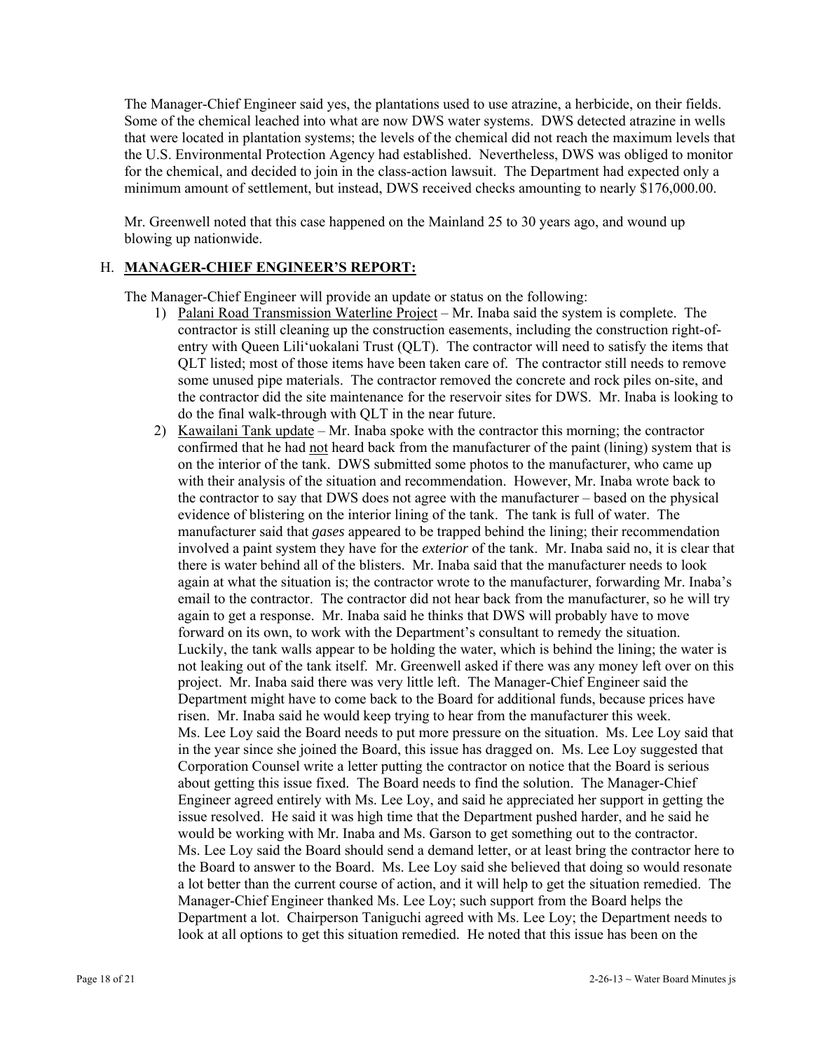The Manager-Chief Engineer said yes, the plantations used to use atrazine, a herbicide, on their fields. Some of the chemical leached into what are now DWS water systems. DWS detected atrazine in wells that were located in plantation systems; the levels of the chemical did not reach the maximum levels that the U.S. Environmental Protection Agency had established. Nevertheless, DWS was obliged to monitor for the chemical, and decided to join in the class-action lawsuit. The Department had expected only a minimum amount of settlement, but instead, DWS received checks amounting to nearly $176,000.00.

Mr. Greenwell noted that this case happened on the Mainland 25 to 30 years ago, and wound up blowing up nationwide.

## H. MANAGER-CHIEF ENGINEER'S REPORT:

The Manager-Chief Engineer will provide an update or status on the following:

1) Palani Road Transmission Waterline Project – Mr. Inaba said the system is complete. The contractor is still cleaning up the construction easements, including the construction right-of-entry with Queen Lili'uokalani Trust (QLT). The contractor will need to satisfy the items that QLT listed; most of those items have been taken care of. The contractor still needs to remove some unused pipe materials. The contractor removed the concrete and rock piles on-site, and the contractor did the site maintenance for the reservoir sites for DWS. Mr. Inaba is looking to do the final walk-through with QLT in the near future.

2) Kawailani Tank update – Mr. Inaba spoke with the contractor this morning; the contractor confirmed that he had not heard back from the manufacturer of the paint (lining) system that is on the interior of the tank. DWS submitted some photos to the manufacturer, who came up with their analysis of the situation and recommendation. However, Mr. Inaba wrote back to the contractor to say that DWS does not agree with the manufacturer – based on the physical evidence of blistering on the interior lining of the tank. The tank is full of water. The manufacturer said that *gases* appeared to be trapped behind the lining; their recommendation involved a paint system they have for the *exterior* of the tank. Mr. Inaba said no, it is clear that there is water behind all of the blisters. Mr. Inaba said that the manufacturer needs to look again at what the situation is; the contractor wrote to the manufacturer, forwarding Mr. Inaba's email to the contractor. The contractor did not hear back from the manufacturer, so he will try again to get a response. Mr. Inaba said he thinks that DWS will probably have to move forward on its own, to work with the Department's consultant to remedy the situation. Luckily, the tank walls appear to be holding the water, which is behind the lining; the water is not leaking out of the tank itself. Mr. Greenwell asked if there was any money left over on this project. Mr. Inaba said there was very little left. The Manager-Chief Engineer said the Department might have to come back to the Board for additional funds, because prices have risen. Mr. Inaba said he would keep trying to hear from the manufacturer this week. Ms. Lee Loy said the Board needs to put more pressure on the situation. Ms. Lee Loy said that in the year since she joined the Board, this issue has dragged on. Ms. Lee Loy suggested that Corporation Counsel write a letter putting the contractor on notice that the Board is serious about getting this issue fixed. The Board needs to find the solution. The Manager-Chief Engineer agreed entirely with Ms. Lee Loy, and said he appreciated her support in getting the issue resolved. He said it was high time that the Department pushed harder, and he said he would be working with Mr. Inaba and Ms. Garson to get something out to the contractor. Ms. Lee Loy said the Board should send a demand letter, or at least bring the contractor here to the Board to answer to the Board. Ms. Lee Loy said she believed that doing so would resonate a lot better than the current course of action, and it will help to get the situation remedied. The Manager-Chief Engineer thanked Ms. Lee Loy; such support from the Board helps the Department a lot. Chairperson Taniguchi agreed with Ms. Lee Loy; the Department needs to look at all options to get this situation remedied. He noted that this issue has been on the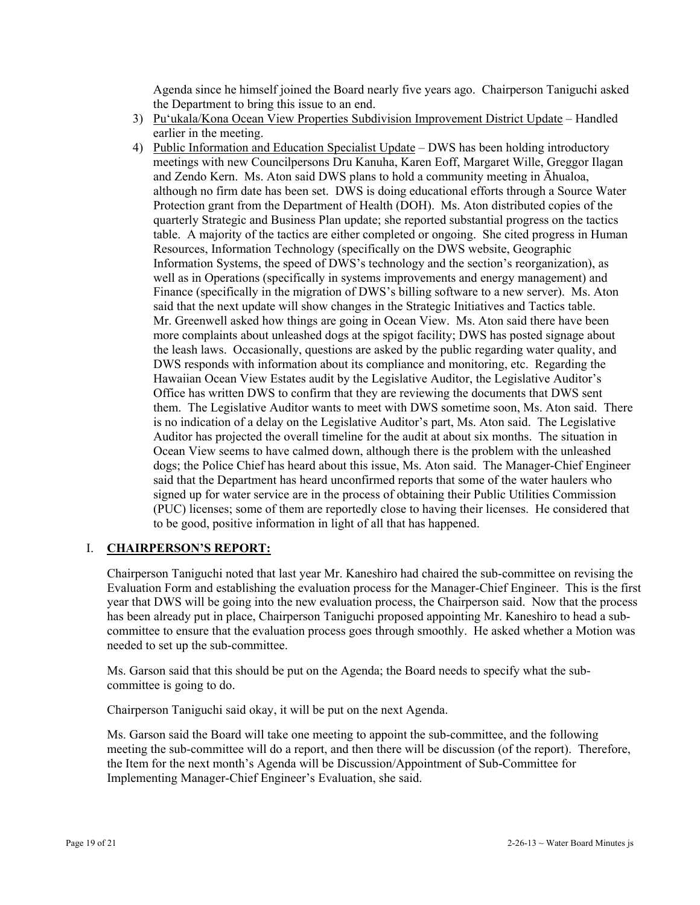Agenda since he himself joined the Board nearly five years ago. Chairperson Taniguchi asked the Department to bring this issue to an end.

3) Pu'ukala/Kona Ocean View Properties Subdivision Improvement District Update – Handled earlier in the meeting.

4) Public Information and Education Specialist Update – DWS has been holding introductory meetings with new Councilpersons Dru Kanuha, Karen Eoff, Margaret Wille, Greggor Ilagan and Zendo Kern. Ms. Aton said DWS plans to hold a community meeting in Āhualoa, although no firm date has been set. DWS is doing educational efforts through a Source Water Protection grant from the Department of Health (DOH). Ms. Aton distributed copies of the quarterly Strategic and Business Plan update; she reported substantial progress on the tactics table. A majority of the tactics are either completed or ongoing. She cited progress in Human Resources, Information Technology (specifically on the DWS website, Geographic Information Systems, the speed of DWS's technology and the section's reorganization), as well as in Operations (specifically in systems improvements and energy management) and Finance (specifically in the migration of DWS's billing software to a new server). Ms. Aton said that the next update will show changes in the Strategic Initiatives and Tactics table. Mr. Greenwell asked how things are going in Ocean View. Ms. Aton said there have been more complaints about unleashed dogs at the spigot facility; DWS has posted signage about the leash laws. Occasionally, questions are asked by the public regarding water quality, and DWS responds with information about its compliance and monitoring, etc. Regarding the Hawaiian Ocean View Estates audit by the Legislative Auditor, the Legislative Auditor's Office has written DWS to confirm that they are reviewing the documents that DWS sent them. The Legislative Auditor wants to meet with DWS sometime soon, Ms. Aton said. There is no indication of a delay on the Legislative Auditor's part, Ms. Aton said. The Legislative Auditor has projected the overall timeline for the audit at about six months. The situation in Ocean View seems to have calmed down, although there is the problem with the unleashed dogs; the Police Chief has heard about this issue, Ms. Aton said. The Manager-Chief Engineer said that the Department has heard unconfirmed reports that some of the water haulers who signed up for water service are in the process of obtaining their Public Utilities Commission (PUC) licenses; some of them are reportedly close to having their licenses. He considered that to be good, positive information in light of all that has happened.

## I. CHAIRPERSON'S REPORT:

Chairperson Taniguchi noted that last year Mr. Kaneshiro had chaired the sub-committee on revising the Evaluation Form and establishing the evaluation process for the Manager-Chief Engineer. This is the first year that DWS will be going into the new evaluation process, the Chairperson said. Now that the process has been already put in place, Chairperson Taniguchi proposed appointing Mr. Kaneshiro to head a sub-committee to ensure that the evaluation process goes through smoothly. He asked whether a Motion was needed to set up the sub-committee.

Ms. Garson said that this should be put on the Agenda; the Board needs to specify what the sub-committee is going to do.

Chairperson Taniguchi said okay, it will be put on the next Agenda.

Ms. Garson said the Board will take one meeting to appoint the sub-committee, and the following meeting the sub-committee will do a report, and then there will be discussion (of the report). Therefore, the Item for the next month's Agenda will be Discussion/Appointment of Sub-Committee for Implementing Manager-Chief Engineer's Evaluation, she said.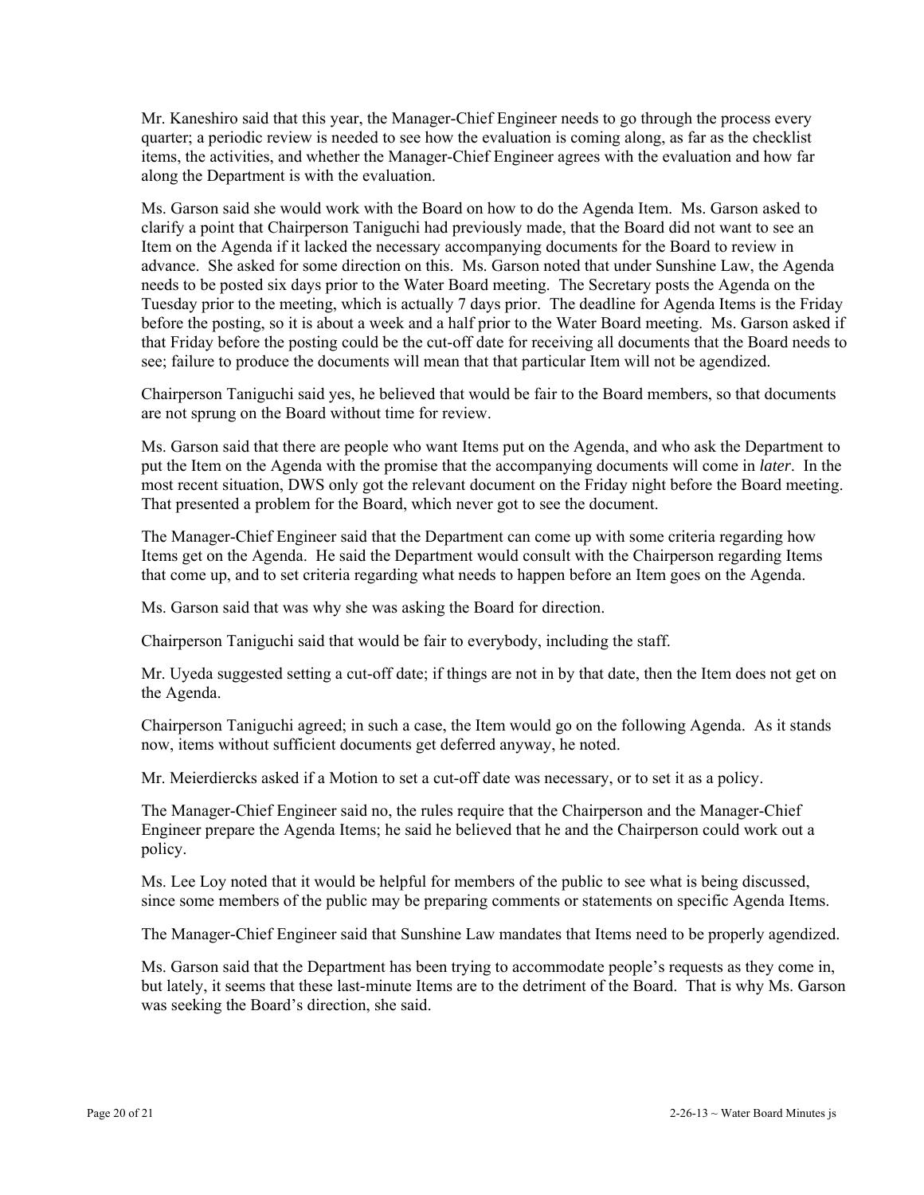Mr. Kaneshiro said that this year, the Manager-Chief Engineer needs to go through the process every quarter; a periodic review is needed to see how the evaluation is coming along, as far as the checklist items, the activities, and whether the Manager-Chief Engineer agrees with the evaluation and how far along the Department is with the evaluation.

Ms. Garson said she would work with the Board on how to do the Agenda Item. Ms. Garson asked to clarify a point that Chairperson Taniguchi had previously made, that the Board did not want to see an Item on the Agenda if it lacked the necessary accompanying documents for the Board to review in advance. She asked for some direction on this. Ms. Garson noted that under Sunshine Law, the Agenda needs to be posted six days prior to the Water Board meeting. The Secretary posts the Agenda on the Tuesday prior to the meeting, which is actually 7 days prior. The deadline for Agenda Items is the Friday before the posting, so it is about a week and a half prior to the Water Board meeting. Ms. Garson asked if that Friday before the posting could be the cut-off date for receiving all documents that the Board needs to see; failure to produce the documents will mean that that particular Item will not be agendized.

Chairperson Taniguchi said yes, he believed that would be fair to the Board members, so that documents are not sprung on the Board without time for review.

Ms. Garson said that there are people who want Items put on the Agenda, and who ask the Department to put the Item on the Agenda with the promise that the accompanying documents will come in *later*. In the most recent situation, DWS only got the relevant document on the Friday night before the Board meeting. That presented a problem for the Board, which never got to see the document.

The Manager-Chief Engineer said that the Department can come up with some criteria regarding how Items get on the Agenda. He said the Department would consult with the Chairperson regarding Items that come up, and to set criteria regarding what needs to happen before an Item goes on the Agenda.

Ms. Garson said that was why she was asking the Board for direction.

Chairperson Taniguchi said that would be fair to everybody, including the staff.

Mr. Uyeda suggested setting a cut-off date; if things are not in by that date, then the Item does not get on the Agenda.

Chairperson Taniguchi agreed; in such a case, the Item would go on the following Agenda. As it stands now, items without sufficient documents get deferred anyway, he noted.

Mr. Meierdiercks asked if a Motion to set a cut-off date was necessary, or to set it as a policy.

The Manager-Chief Engineer said no, the rules require that the Chairperson and the Manager-Chief Engineer prepare the Agenda Items; he said he believed that he and the Chairperson could work out a policy.

Ms. Lee Loy noted that it would be helpful for members of the public to see what is being discussed, since some members of the public may be preparing comments or statements on specific Agenda Items.

The Manager-Chief Engineer said that Sunshine Law mandates that Items need to be properly agendized.

Ms. Garson said that the Department has been trying to accommodate people's requests as they come in, but lately, it seems that these last-minute Items are to the detriment of the Board. That is why Ms. Garson was seeking the Board's direction, she said.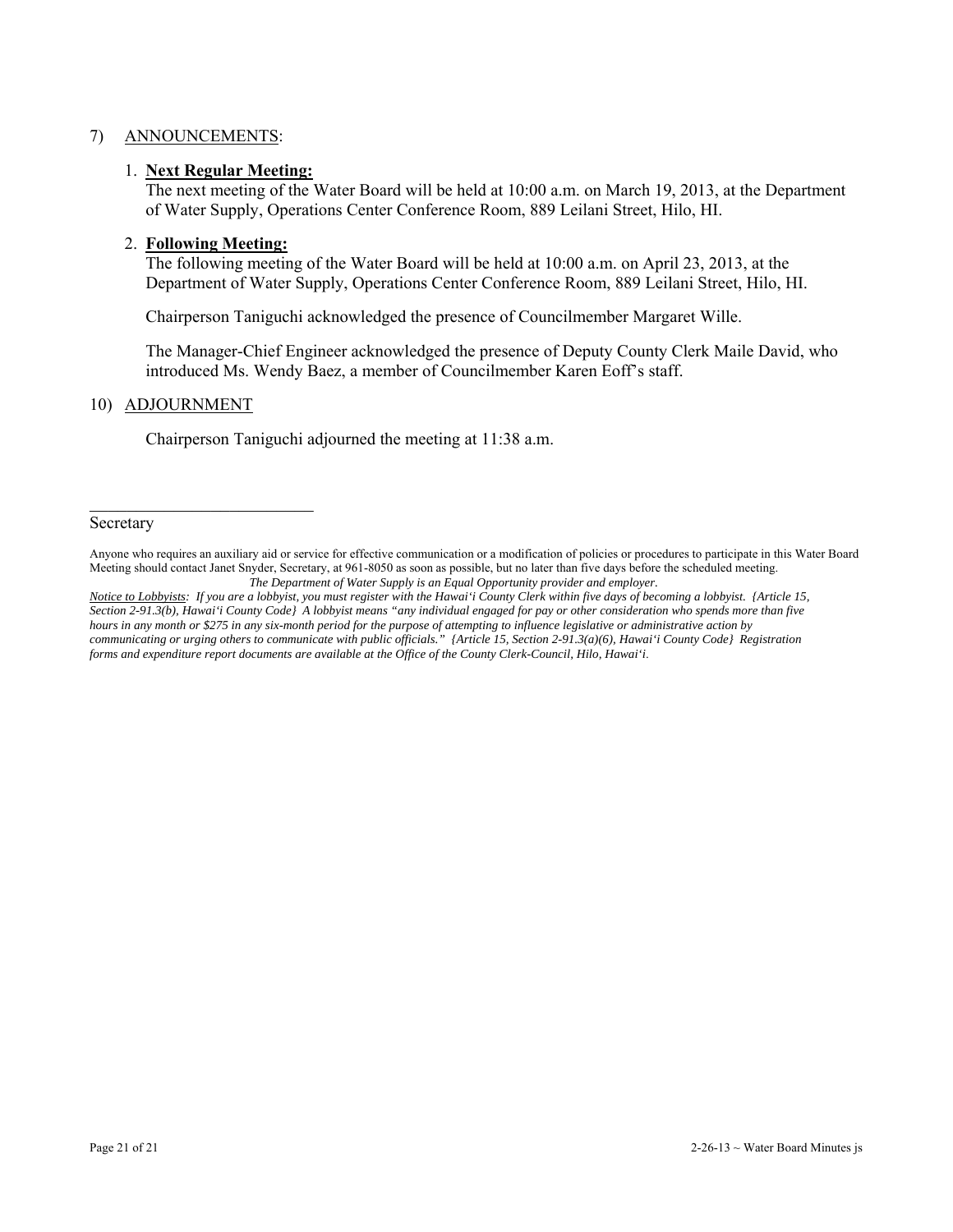7) ANNOUNCEMENTS:

1. **Next Regular Meeting:**
   The next meeting of the Water Board will be held at 10:00 a.m. on March 19, 2013, at the Department of Water Supply, Operations Center Conference Room, 889 Leilani Street, Hilo, HI.

2. **Following Meeting:**
   The following meeting of the Water Board will be held at 10:00 a.m. on April 23, 2013, at the Department of Water Supply, Operations Center Conference Room, 889 Leilani Street, Hilo, HI.

   Chairperson Taniguchi acknowledged the presence of Councilmember Margaret Wille.

   The Manager-Chief Engineer acknowledged the presence of Deputy County Clerk Maile David, who introduced Ms. Wendy Baez, a member of Councilmember Karen Eoff's staff.

10) ADJOURNMENT

Chairperson Taniguchi adjourned the meeting at 11:38 a.m.

___________________________
Secretary

Anyone who requires an auxiliary aid or service for effective communication or a modification of policies or procedures to participate in this Water Board Meeting should contact Janet Snyder, Secretary, at 961-8050 as soon as possible, but no later than five days before the scheduled meeting.
*The Department of Water Supply is an Equal Opportunity provider and employer.*

*Notice to Lobbyists: If you are a lobbyist, you must register with the Hawai'i County Clerk within five days of becoming a lobbyist. {Article 15, Section 2-91.3(b), Hawai'i County Code} A lobbyist means "any individual engaged for pay or other consideration who spends more than five hours in any month or $275 in any six-month period for the purpose of attempting to influence legislative or administrative action by communicating or urging others to communicate with public officials." {Article 15, Section 2-91.3(a)(6), Hawai'i County Code} Registration forms and expenditure report documents are available at the Office of the County Clerk-Council, Hilo, Hawai'i.*